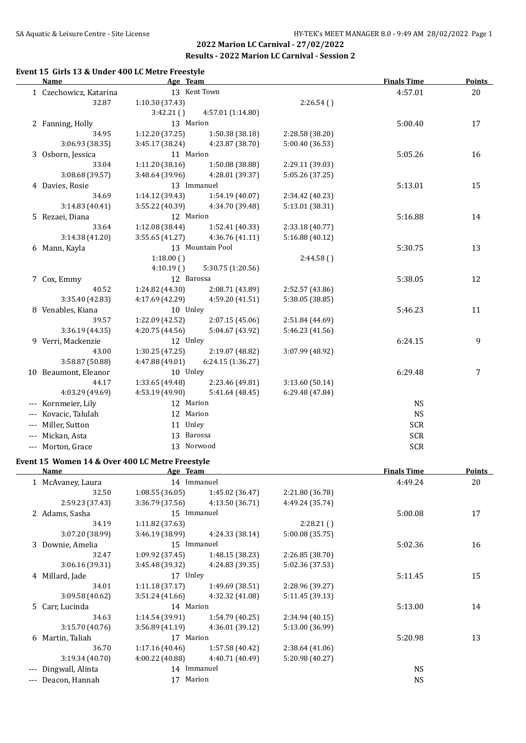# 2022 Marion LC Carnival - 27/02/2022

## Results - 2022 Marion LC Carnival - Session 2

### Event 15 Girls 13 & Under 400 LC Metre Freestyle

| Name | Age | Team | Finals Time | Points |
|---|---|---|---|---|
| 1 Czechowicz, Katarina | 13 | Kent Town | 4:57.01 | 20 |
| 32.87 / 1:10.30 (37.43) / 2:26.54 ( ) / 3:42.21 ( ) / 4:57.01 (1:14.80) | | | | |
| 2 Fanning, Holly | 13 | Marion | 5:00.40 | 17 |
| 34.95 / 1:12.20 (37.25) / 1:50.38 (38.18) / 2:28.58 (38.20) / 3:06.93 (38.35) / 3:45.17 (38.24) / 4:23.87 (38.70) / 5:00.40 (36.53) | | | | |
| 3 Osborn, Jessica | 11 | Marion | 5:05.26 | 16 |
| 33.04 / 1:11.20 (38.16) / 1:50.08 (38.88) / 2:29.11 (39.03) / 3:08.68 (39.57) / 3:48.64 (39.96) / 4:28.01 (39.37) / 5:05.26 (37.25) | | | | |
| 4 Davies, Rosie | 13 | Immanuel | 5:13.01 | 15 |
| 34.69 / 1:14.12 (39.43) / 1:54.19 (40.07) / 2:34.42 (40.23) / 3:14.83 (40.41) / 3:55.22 (40.39) / 4:34.70 (39.48) / 5:13.01 (38.31) | | | | |
| 5 Rezaei, Diana | 12 | Marion | 5:16.88 | 14 |
| 33.64 / 1:12.08 (38.44) / 1:52.41 (40.33) / 2:33.18 (40.77) / 3:14.38 (41.20) / 3:55.65 (41.27) / 4:36.76 (41.11) / 5:16.88 (40.12) | | | | |
| 6 Mann, Kayla | 13 | Mountain Pool | 5:30.75 | 13 |
| 1:18.00 ( ) / 2:44.58 ( ) / 4:10.19 ( ) / 5:30.75 (1:20.56) | | | | |
| 7 Cox, Emmy | 12 | Barossa | 5:38.05 | 12 |
| 40.52 / 1:24.82 (44.30) / 2:08.71 (43.89) / 2:52.57 (43.86) / 3:35.40 (42.83) / 4:17.69 (42.29) / 4:59.20 (41.51) / 5:38.05 (38.85) | | | | |
| 8 Venables, Kiana | 10 | Unley | 5:46.23 | 11 |
| 39.57 / 1:22.09 (42.52) / 2:07.15 (45.06) / 2:51.84 (44.69) / 3:36.19 (44.35) / 4:20.75 (44.56) / 5:04.67 (43.92) / 5:46.23 (41.56) | | | | |
| 9 Verri, Mackenzie | 12 | Unley | 6:24.15 | 9 |
| 43.00 / 1:30.25 (47.25) / 2:19.07 (48.82) / 3:07.99 (48.92) / 3:58.87 (50.88) / 4:47.88 (49.01) / 6:24.15 (1:36.27) | | | | |
| 10 Beaumont, Eleanor | 10 | Unley | 6:29.48 | 7 |
| 44.17 / 1:33.65 (49.48) / 2:23.46 (49.81) / 3:13.60 (50.14) / 4:03.29 (49.69) / 4:53.19 (49.90) / 5:41.64 (48.45) / 6:29.48 (47.84) | | | | |
| --- Kornmeier, Lily | 12 | Marion | NS | |
| --- Kovacic, Talulah | 12 | Marion | NS | |
| --- Miller, Sutton | 11 | Unley | SCR | |
| --- Mickan, Asta | 13 | Barossa | SCR | |
| --- Morton, Grace | 13 | Norwood | SCR | |

### Event 15 Women 14 & Over 400 LC Metre Freestyle

| Name | Age | Team | Finals Time | Points |
|---|---|---|---|---|
| 1 McAvaney, Laura | 14 | Immanuel | 4:49.24 | 20 |
| 32.50 / 1:08.55 (36.05) / 1:45.02 (36.47) / 2:21.80 (36.78) / 2:59.23 (37.43) / 3:36.79 (37.56) / 4:13.50 (36.71) / 4:49.24 (35.74) | | | | |
| 2 Adams, Sasha | 15 | Immanuel | 5:00.08 | 17 |
| 34.19 / 1:11.82 (37.63) / 2:28.21 ( ) / 3:07.20 (38.99) / 3:46.19 (38.99) / 4:24.33 (38.14) / 5:00.08 (35.75) | | | | |
| 3 Downie, Amelia | 15 | Immanuel | 5:02.36 | 16 |
| 32.47 / 1:09.92 (37.45) / 1:48.15 (38.23) / 2:26.85 (38.70) / 3:06.16 (39.31) / 3:45.48 (39.32) / 4:24.83 (39.35) / 5:02.36 (37.53) | | | | |
| 4 Millard, Jade | 17 | Unley | 5:11.45 | 15 |
| 34.01 / 1:11.18 (37.17) / 1:49.69 (38.51) / 2:28.96 (39.27) / 3:09.58 (40.62) / 3:51.24 (41.66) / 4:32.32 (41.08) / 5:11.45 (39.13) | | | | |
| 5 Carr, Lucinda | 14 | Marion | 5:13.00 | 14 |
| 34.63 / 1:14.54 (39.91) / 1:54.79 (40.25) / 2:34.94 (40.15) / 3:15.70 (40.76) / 3:56.89 (41.19) / 4:36.01 (39.12) / 5:13.00 (36.99) | | | | |
| 6 Martin, Taliah | 17 | Marion | 5:20.98 | 13 |
| 36.70 / 1:17.16 (40.46) / 1:57.58 (40.42) / 2:38.64 (41.06) / 3:19.34 (40.70) / 4:00.22 (40.88) / 4:40.71 (40.49) / 5:20.98 (40.27) | | | | |
| --- Dingwall, Alinta | 14 | Immanuel | NS | |
| --- Deacon, Hannah | 17 | Marion | NS | |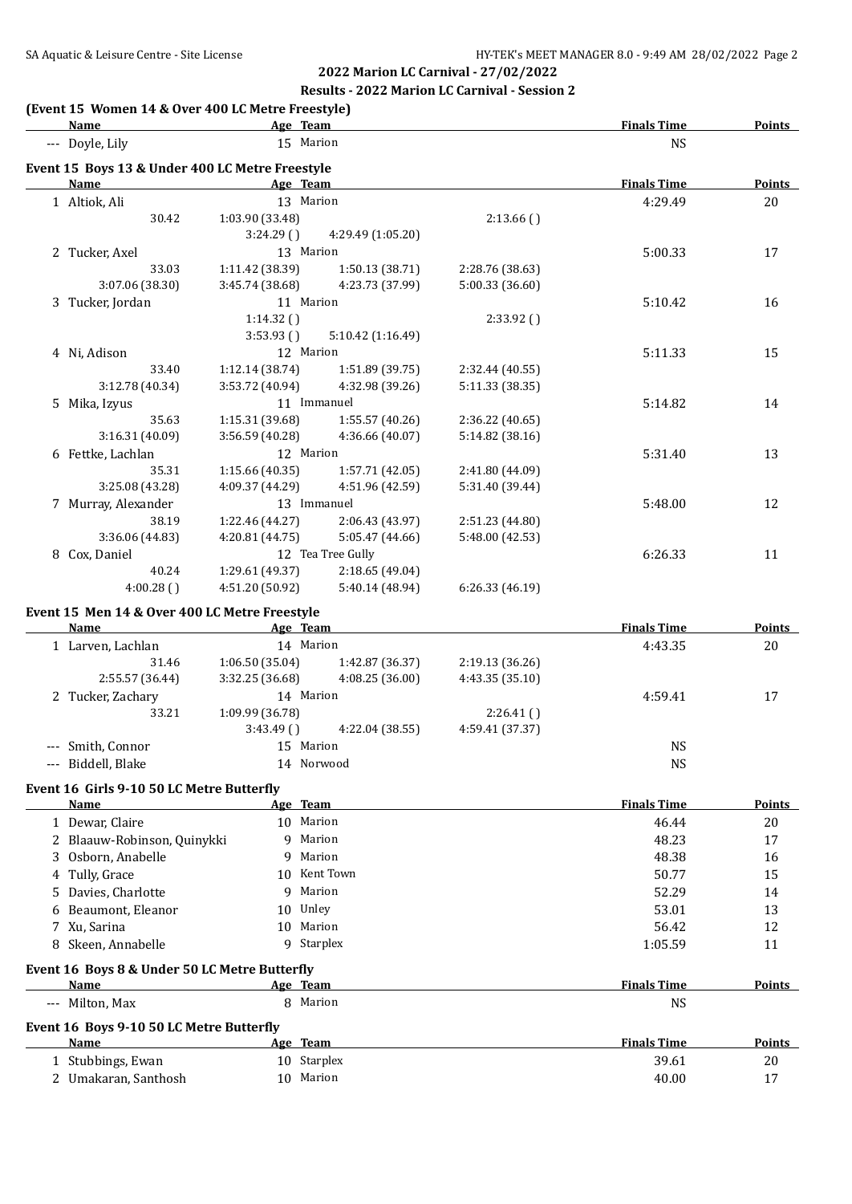# 2022 Marion LC Carnival - 27/02/2022

## Results - 2022 Marion LC Carnival - Session 2

### (Event 15 Women 14 & Over 400 LC Metre Freestyle)

| Name | Age | Team | Finals Time | Points |
|---|---|---|---|---|
| --- Doyle, Lily | 15 | Marion | NS | |

### Event 15 Boys 13 & Under 400 LC Metre Freestyle

| Name | Age | Team | | | Finals Time | Points |
|---|---|---|---|---|---|---|
| 1 Altiok, Ali | 13 | Marion | | | 4:29.49 | 20 |
| 30.42 | 1:03.90 (33.48) | | 2:13.66 ( ) | | | |
| | 3:24.29 ( ) | 4:29.49 (1:05.20) | | | | |
| 2 Tucker, Axel | 13 | Marion | | | 5:00.33 | 17 |
| 33.03 | 1:11.42 (38.39) | 1:50.13 (38.71) | 2:28.76 (38.63) | | | |
| 3:07.06 (38.30) | 3:45.74 (38.68) | 4:23.73 (37.99) | 5:00.33 (36.60) | | | |
| 3 Tucker, Jordan | 11 | Marion | | | 5:10.42 | 16 |
| | 1:14.32 ( ) | | 2:33.92 ( ) | | | |
| | 3:53.93 ( ) | 5:10.42 (1:16.49) | | | | |
| 4 Ni, Adison | 12 | Marion | | | 5:11.33 | 15 |
| 33.40 | 1:12.14 (38.74) | 1:51.89 (39.75) | 2:32.44 (40.55) | | | |
| 3:12.78 (40.34) | 3:53.72 (40.94) | 4:32.98 (39.26) | 5:11.33 (38.35) | | | |
| 5 Mika, Izyus | 11 | Immanuel | | | 5:14.82 | 14 |
| 35.63 | 1:15.31 (39.68) | 1:55.57 (40.26) | 2:36.22 (40.65) | | | |
| 3:16.31 (40.09) | 3:56.59 (40.28) | 4:36.66 (40.07) | 5:14.82 (38.16) | | | |
| 6 Fettke, Lachlan | 12 | Marion | | | 5:31.40 | 13 |
| 35.31 | 1:15.66 (40.35) | 1:57.71 (42.05) | 2:41.80 (44.09) | | | |
| 3:25.08 (43.28) | 4:09.37 (44.29) | 4:51.96 (42.59) | 5:31.40 (39.44) | | | |
| 7 Murray, Alexander | 13 | Immanuel | | | 5:48.00 | 12 |
| 38.19 | 1:22.46 (44.27) | 2:06.43 (43.97) | 2:51.23 (44.80) | | | |
| 3:36.06 (44.83) | 4:20.81 (44.75) | 5:05.47 (44.66) | 5:48.00 (42.53) | | | |
| 8 Cox, Daniel | 12 | Tea Tree Gully | | | 6:26.33 | 11 |
| 40.24 | 1:29.61 (49.37) | 2:18.65 (49.04) | | | | |
| 4:00.28 ( ) | 4:51.20 (50.92) | 5:40.14 (48.94) | 6:26.33 (46.19) | | | |

### Event 15 Men 14 & Over 400 LC Metre Freestyle

| Name | Age | Team | | | Finals Time | Points |
|---|---|---|---|---|---|---|
| 1 Larven, Lachlan | 14 | Marion | | | 4:43.35 | 20 |
| 31.46 | 1:06.50 (35.04) | 1:42.87 (36.37) | 2:19.13 (36.26) | | | |
| 2:55.57 (36.44) | 3:32.25 (36.68) | 4:08.25 (36.00) | 4:43.35 (35.10) | | | |
| 2 Tucker, Zachary | 14 | Marion | | | 4:59.41 | 17 |
| 33.21 | 1:09.99 (36.78) | | 2:26.41 ( ) | | | |
| | 3:43.49 ( ) | 4:22.04 (38.55) | 4:59.41 (37.37) | | | |
| --- Smith, Connor | 15 | Marion | | | NS | |
| --- Biddell, Blake | 14 | Norwood | | | NS | |

### Event 16 Girls 9-10 50 LC Metre Butterfly

| Name | Age | Team | Finals Time | Points |
|---|---|---|---|---|
| 1 Dewar, Claire | 10 | Marion | 46.44 | 20 |
| 2 Blaauw-Robinson, Quinykki | 9 | Marion | 48.23 | 17 |
| 3 Osborn, Anabelle | 9 | Marion | 48.38 | 16 |
| 4 Tully, Grace | 10 | Kent Town | 50.77 | 15 |
| 5 Davies, Charlotte | 9 | Marion | 52.29 | 14 |
| 6 Beaumont, Eleanor | 10 | Unley | 53.01 | 13 |
| 7 Xu, Sarina | 10 | Marion | 56.42 | 12 |
| 8 Skeen, Annabelle | 9 | Starplex | 1:05.59 | 11 |

### Event 16 Boys 8 & Under 50 LC Metre Butterfly

| Name | Age | Team | Finals Time | Points |
|---|---|---|---|---|
| --- Milton, Max | 8 | Marion | NS | |

### Event 16 Boys 9-10 50 LC Metre Butterfly

| Name | Age | Team | Finals Time | Points |
|---|---|---|---|---|
| 1 Stubbings, Ewan | 10 | Starplex | 39.61 | 20 |
| 2 Umakaran, Santhosh | 10 | Marion | 40.00 | 17 |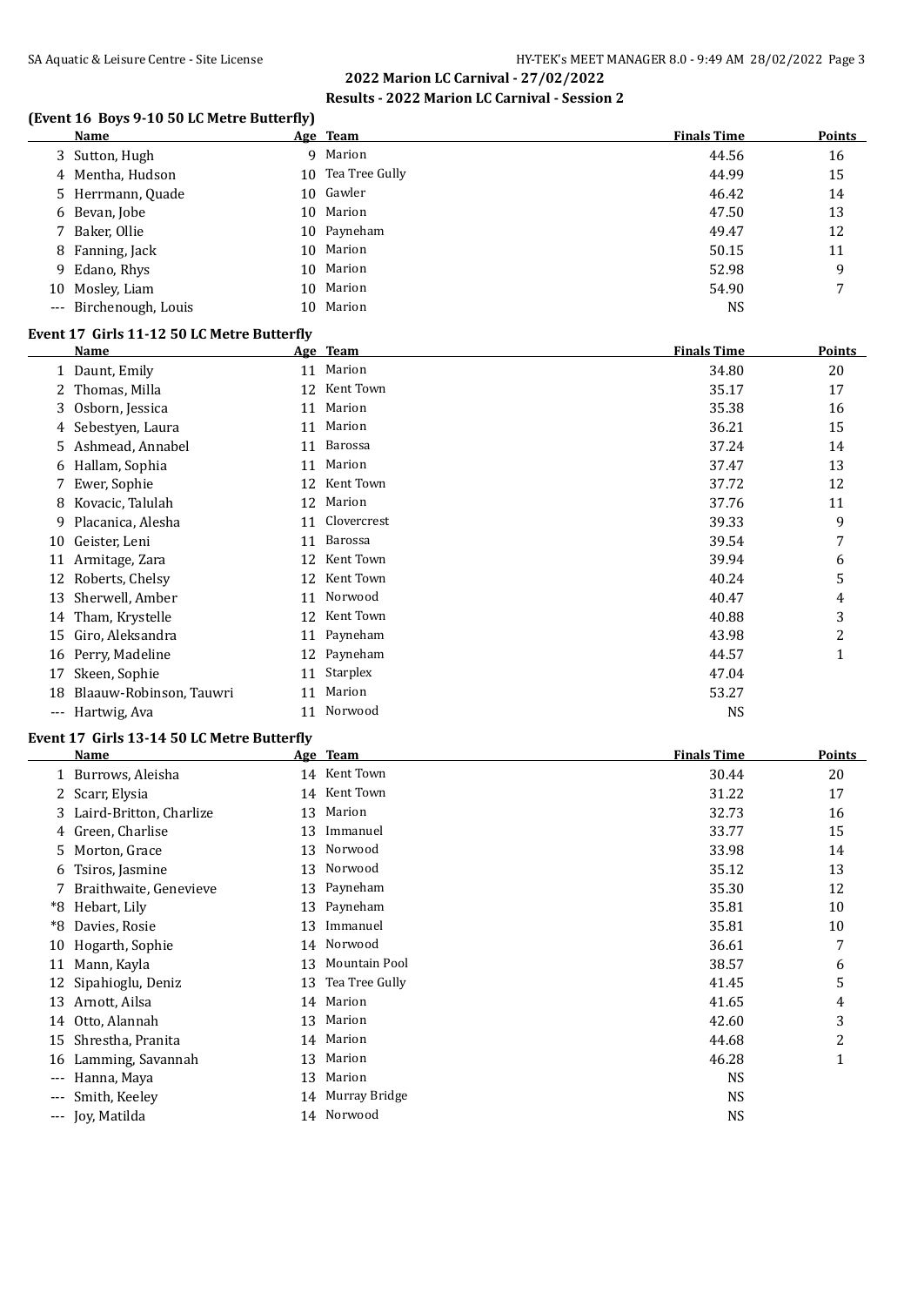## 2022 Marion LC Carnival - 27/02/2022

### Results - 2022 Marion LC Carnival - Session 2

### (Event 16 Boys 9-10 50 LC Metre Butterfly)

| | Name | Age | Team | Finals Time | Points |
|---|---|---|---|---|---|
| 3 | Sutton, Hugh | 9 | Marion | 44.56 | 16 |
| 4 | Mentha, Hudson | 10 | Tea Tree Gully | 44.99 | 15 |
| 5 | Herrmann, Quade | 10 | Gawler | 46.42 | 14 |
| 6 | Bevan, Jobe | 10 | Marion | 47.50 | 13 |
| 7 | Baker, Ollie | 10 | Payneham | 49.47 | 12 |
| 8 | Fanning, Jack | 10 | Marion | 50.15 | 11 |
| 9 | Edano, Rhys | 10 | Marion | 52.98 | 9 |
| 10 | Mosley, Liam | 10 | Marion | 54.90 | 7 |
| --- | Birchenough, Louis | 10 | Marion | NS | |

### Event 17 Girls 11-12 50 LC Metre Butterfly

| | Name | Age | Team | Finals Time | Points |
|---|---|---|---|---|---|
| 1 | Daunt, Emily | 11 | Marion | 34.80 | 20 |
| 2 | Thomas, Milla | 12 | Kent Town | 35.17 | 17 |
| 3 | Osborn, Jessica | 11 | Marion | 35.38 | 16 |
| 4 | Sebestyen, Laura | 11 | Marion | 36.21 | 15 |
| 5 | Ashmead, Annabel | 11 | Barossa | 37.24 | 14 |
| 6 | Hallam, Sophia | 11 | Marion | 37.47 | 13 |
| 7 | Ewer, Sophie | 12 | Kent Town | 37.72 | 12 |
| 8 | Kovacic, Talulah | 12 | Marion | 37.76 | 11 |
| 9 | Placanica, Alesha | 11 | Clovercrest | 39.33 | 9 |
| 10 | Geister, Leni | 11 | Barossa | 39.54 | 7 |
| 11 | Armitage, Zara | 12 | Kent Town | 39.94 | 6 |
| 12 | Roberts, Chelsy | 12 | Kent Town | 40.24 | 5 |
| 13 | Sherwell, Amber | 11 | Norwood | 40.47 | 4 |
| 14 | Tham, Krystelle | 12 | Kent Town | 40.88 | 3 |
| 15 | Giro, Aleksandra | 11 | Payneham | 43.98 | 2 |
| 16 | Perry, Madeline | 12 | Payneham | 44.57 | 1 |
| 17 | Skeen, Sophie | 11 | Starplex | 47.04 | |
| 18 | Blaauw-Robinson, Tauwri | 11 | Marion | 53.27 | |
| --- | Hartwig, Ava | 11 | Norwood | NS | |

### Event 17 Girls 13-14 50 LC Metre Butterfly

| | Name | Age | Team | Finals Time | Points |
|---|---|---|---|---|---|
| 1 | Burrows, Aleisha | 14 | Kent Town | 30.44 | 20 |
| 2 | Scarr, Elysia | 14 | Kent Town | 31.22 | 17 |
| 3 | Laird-Britton, Charlize | 13 | Marion | 32.73 | 16 |
| 4 | Green, Charlise | 13 | Immanuel | 33.77 | 15 |
| 5 | Morton, Grace | 13 | Norwood | 33.98 | 14 |
| 6 | Tsiros, Jasmine | 13 | Norwood | 35.12 | 13 |
| 7 | Braithwaite, Genevieve | 13 | Payneham | 35.30 | 12 |
| *8 | Hebart, Lily | 13 | Payneham | 35.81 | 10 |
| *8 | Davies, Rosie | 13 | Immanuel | 35.81 | 10 |
| 10 | Hogarth, Sophie | 14 | Norwood | 36.61 | 7 |
| 11 | Mann, Kayla | 13 | Mountain Pool | 38.57 | 6 |
| 12 | Sipahioglu, Deniz | 13 | Tea Tree Gully | 41.45 | 5 |
| 13 | Arnott, Ailsa | 14 | Marion | 41.65 | 4 |
| 14 | Otto, Alannah | 13 | Marion | 42.60 | 3 |
| 15 | Shrestha, Pranita | 14 | Marion | 44.68 | 2 |
| 16 | Lamming, Savannah | 13 | Marion | 46.28 | 1 |
| --- | Hanna, Maya | 13 | Marion | NS | |
| --- | Smith, Keeley | 14 | Murray Bridge | NS | |
| --- | Joy, Matilda | 14 | Norwood | NS | |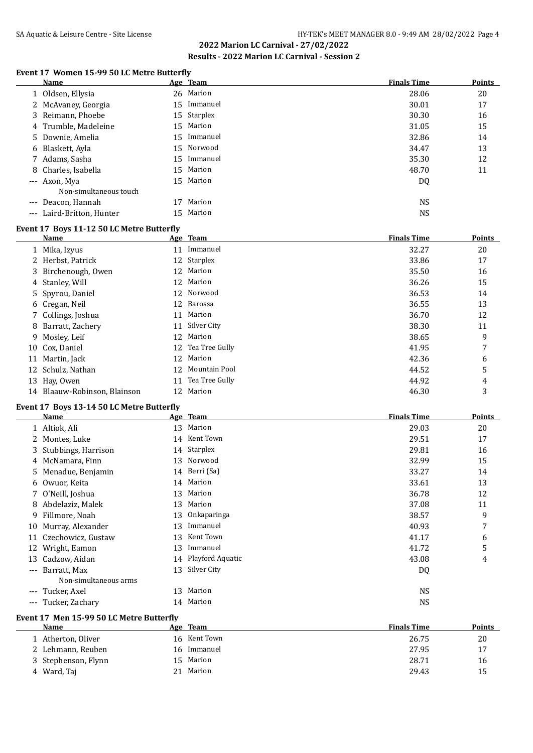## 2022 Marion LC Carnival - 27/02/2022

### Results - 2022 Marion LC Carnival - Session 2

#### Event 17 Women 15-99 50 LC Metre Butterfly

| | Name | Age | Team | Finals Time | Points |
|---|---|---|---|---|---|
| 1 | Oldsen, Ellysia | 26 | Marion | 28.06 | 20 |
| 2 | McAvaney, Georgia | 15 | Immanuel | 30.01 | 17 |
| 3 | Reimann, Phoebe | 15 | Starplex | 30.30 | 16 |
| 4 | Trumble, Madeleine | 15 | Marion | 31.05 | 15 |
| 5 | Downie, Amelia | 15 | Immanuel | 32.86 | 14 |
| 6 | Blaskett, Ayla | 15 | Norwood | 34.47 | 13 |
| 7 | Adams, Sasha | 15 | Immanuel | 35.30 | 12 |
| 8 | Charles, Isabella | 15 | Marion | 48.70 | 11 |
| --- | Axon, Mya | 15 | Marion | DQ | |
| | Non-simultaneous touch | | | | |
| --- | Deacon, Hannah | 17 | Marion | NS | |
| --- | Laird-Britton, Hunter | 15 | Marion | NS | |

#### Event 17 Boys 11-12 50 LC Metre Butterfly

| | Name | Age | Team | Finals Time | Points |
|---|---|---|---|---|---|
| 1 | Mika, Izyus | 11 | Immanuel | 32.27 | 20 |
| 2 | Herbst, Patrick | 12 | Starplex | 33.86 | 17 |
| 3 | Birchenough, Owen | 12 | Marion | 35.50 | 16 |
| 4 | Stanley, Will | 12 | Marion | 36.26 | 15 |
| 5 | Spyrou, Daniel | 12 | Norwood | 36.53 | 14 |
| 6 | Cregan, Neil | 12 | Barossa | 36.55 | 13 |
| 7 | Collings, Joshua | 11 | Marion | 36.70 | 12 |
| 8 | Barratt, Zachery | 11 | Silver City | 38.30 | 11 |
| 9 | Mosley, Leif | 12 | Marion | 38.65 | 9 |
| 10 | Cox, Daniel | 12 | Tea Tree Gully | 41.95 | 7 |
| 11 | Martin, Jack | 12 | Marion | 42.36 | 6 |
| 12 | Schulz, Nathan | 12 | Mountain Pool | 44.52 | 5 |
| 13 | Hay, Owen | 11 | Tea Tree Gully | 44.92 | 4 |
| 14 | Blaauw-Robinson, Blainson | 12 | Marion | 46.30 | 3 |

#### Event 17 Boys 13-14 50 LC Metre Butterfly

| | Name | Age | Team | Finals Time | Points |
|---|---|---|---|---|---|
| 1 | Altiok, Ali | 13 | Marion | 29.03 | 20 |
| 2 | Montes, Luke | 14 | Kent Town | 29.51 | 17 |
| 3 | Stubbings, Harrison | 14 | Starplex | 29.81 | 16 |
| 4 | McNamara, Finn | 13 | Norwood | 32.99 | 15 |
| 5 | Menadue, Benjamin | 14 | Berri (Sa) | 33.27 | 14 |
| 6 | Owuor, Keita | 14 | Marion | 33.61 | 13 |
| 7 | O'Neill, Joshua | 13 | Marion | 36.78 | 12 |
| 8 | Abdelaziz, Malek | 13 | Marion | 37.08 | 11 |
| 9 | Fillmore, Noah | 13 | Onkaparinga | 38.57 | 9 |
| 10 | Murray, Alexander | 13 | Immanuel | 40.93 | 7 |
| 11 | Czechowicz, Gustaw | 13 | Kent Town | 41.17 | 6 |
| 12 | Wright, Eamon | 13 | Immanuel | 41.72 | 5 |
| 13 | Cadzow, Aidan | 14 | Playford Aquatic | 43.08 | 4 |
| --- | Barratt, Max | 13 | Silver City | DQ | |
| | Non-simultaneous arms | | | | |
| --- | Tucker, Axel | 13 | Marion | NS | |
| --- | Tucker, Zachary | 14 | Marion | NS | |

#### Event 17 Men 15-99 50 LC Metre Butterfly

| | Name | Age | Team | Finals Time | Points |
|---|---|---|---|---|---|
| 1 | Atherton, Oliver | 16 | Kent Town | 26.75 | 20 |
| 2 | Lehmann, Reuben | 16 | Immanuel | 27.95 | 17 |
| 3 | Stephenson, Flynn | 15 | Marion | 28.71 | 16 |
| 4 | Ward, Taj | 21 | Marion | 29.43 | 15 |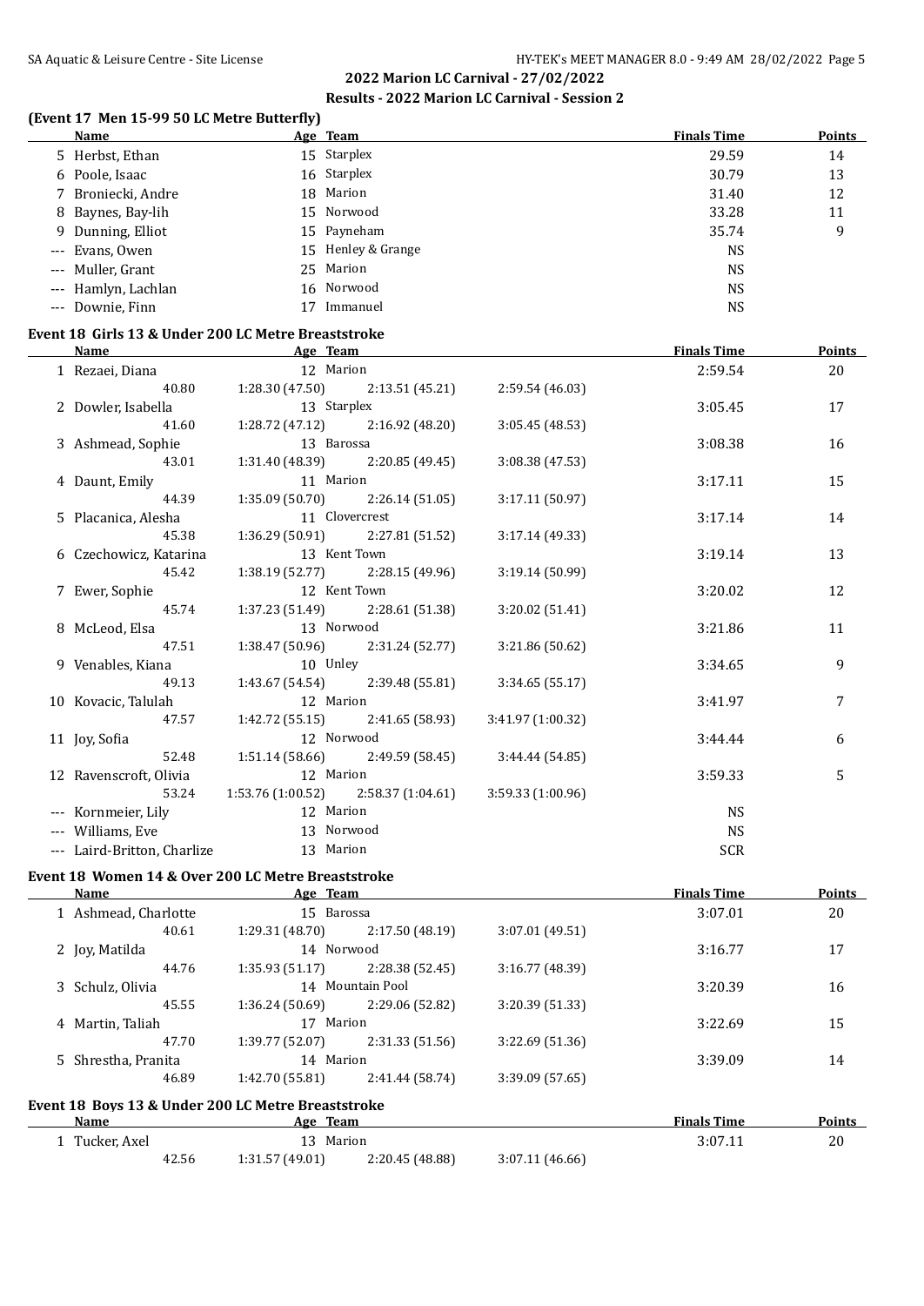## 2022 Marion LC Carnival - 27/02/2022

### Results - 2022 Marion LC Carnival - Session 2

#### (Event 17 Men 15-99 50 LC Metre Butterfly)

| | Name | Age | Team | Finals Time | Points |
|---|---|---|---|---|---|
| 5 | Herbst, Ethan | 15 | Starplex | 29.59 | 14 |
| 6 | Poole, Isaac | 16 | Starplex | 30.79 | 13 |
| 7 | Broniecki, Andre | 18 | Marion | 31.40 | 12 |
| 8 | Baynes, Bay-lih | 15 | Norwood | 33.28 | 11 |
| 9 | Dunning, Elliot | 15 | Payneham | 35.74 | 9 |
| --- | Evans, Owen | 15 | Henley & Grange | NS | |
| --- | Muller, Grant | 25 | Marion | NS | |
| --- | Hamlyn, Lachlan | 16 | Norwood | NS | |
| --- | Downie, Finn | 17 | Immanuel | NS | |

#### Event 18 Girls 13 & Under 200 LC Metre Breaststroke

| | Name | Age | Team | | Finals Time | Points |
|---|---|---|---|---|---|---|
| 1 | Rezaei, Diana | 12 | Marion | | 2:59.54 | 20 |
| | 40.80 | 1:28.30 (47.50) | 2:13.51 (45.21) | 2:59.54 (46.03) | | |
| 2 | Dowler, Isabella | 13 | Starplex | | 3:05.45 | 17 |
| | 41.60 | 1:28.72 (47.12) | 2:16.92 (48.20) | 3:05.45 (48.53) | | |
| 3 | Ashmead, Sophie | 13 | Barossa | | 3:08.38 | 16 |
| | 43.01 | 1:31.40 (48.39) | 2:20.85 (49.45) | 3:08.38 (47.53) | | |
| 4 | Daunt, Emily | 11 | Marion | | 3:17.11 | 15 |
| | 44.39 | 1:35.09 (50.70) | 2:26.14 (51.05) | 3:17.11 (50.97) | | |
| 5 | Placanica, Alesha | 11 | Clovercrest | | 3:17.14 | 14 |
| | 45.38 | 1:36.29 (50.91) | 2:27.81 (51.52) | 3:17.14 (49.33) | | |
| 6 | Czechowicz, Katarina | 13 | Kent Town | | 3:19.14 | 13 |
| | 45.42 | 1:38.19 (52.77) | 2:28.15 (49.96) | 3:19.14 (50.99) | | |
| 7 | Ewer, Sophie | 12 | Kent Town | | 3:20.02 | 12 |
| | 45.74 | 1:37.23 (51.49) | 2:28.61 (51.38) | 3:20.02 (51.41) | | |
| 8 | McLeod, Elsa | 13 | Norwood | | 3:21.86 | 11 |
| | 47.51 | 1:38.47 (50.96) | 2:31.24 (52.77) | 3:21.86 (50.62) | | |
| 9 | Venables, Kiana | 10 | Unley | | 3:34.65 | 9 |
| | 49.13 | 1:43.67 (54.54) | 2:39.48 (55.81) | 3:34.65 (55.17) | | |
| 10 | Kovacic, Talulah | 12 | Marion | | 3:41.97 | 7 |
| | 47.57 | 1:42.72 (55.15) | 2:41.65 (58.93) | 3:41.97 (1:00.32) | | |
| 11 | Joy, Sofia | 12 | Norwood | | 3:44.44 | 6 |
| | 52.48 | 1:51.14 (58.66) | 2:49.59 (58.45) | 3:44.44 (54.85) | | |
| 12 | Ravenscroft, Olivia | 12 | Marion | | 3:59.33 | 5 |
| | 53.24 | 1:53.76 (1:00.52) | 2:58.37 (1:04.61) | 3:59.33 (1:00.96) | | |
| --- | Kornmeier, Lily | 12 | Marion | | NS | |
| --- | Williams, Eve | 13 | Norwood | | NS | |
| --- | Laird-Britton, Charlize | 13 | Marion | | SCR | |

#### Event 18 Women 14 & Over 200 LC Metre Breaststroke

| | Name | Age | Team | | Finals Time | Points |
|---|---|---|---|---|---|---|
| 1 | Ashmead, Charlotte | 15 | Barossa | | 3:07.01 | 20 |
| | 40.61 | 1:29.31 (48.70) | 2:17.50 (48.19) | 3:07.01 (49.51) | | |
| 2 | Joy, Matilda | 14 | Norwood | | 3:16.77 | 17 |
| | 44.76 | 1:35.93 (51.17) | 2:28.38 (52.45) | 3:16.77 (48.39) | | |
| 3 | Schulz, Olivia | 14 | Mountain Pool | | 3:20.39 | 16 |
| | 45.55 | 1:36.24 (50.69) | 2:29.06 (52.82) | 3:20.39 (51.33) | | |
| 4 | Martin, Taliah | 17 | Marion | | 3:22.69 | 15 |
| | 47.70 | 1:39.77 (52.07) | 2:31.33 (51.56) | 3:22.69 (51.36) | | |
| 5 | Shrestha, Pranita | 14 | Marion | | 3:39.09 | 14 |
| | 46.89 | 1:42.70 (55.81) | 2:41.44 (58.74) | 3:39.09 (57.65) | | |

#### Event 18 Boys 13 & Under 200 LC Metre Breaststroke

| | Name | Age | Team | | Finals Time | Points |
|---|---|---|---|---|---|---|
| 1 | Tucker, Axel | 13 | Marion | | 3:07.11 | 20 |
| | 42.56 | 1:31.57 (49.01) | 2:20.45 (48.88) | 3:07.11 (46.66) | | |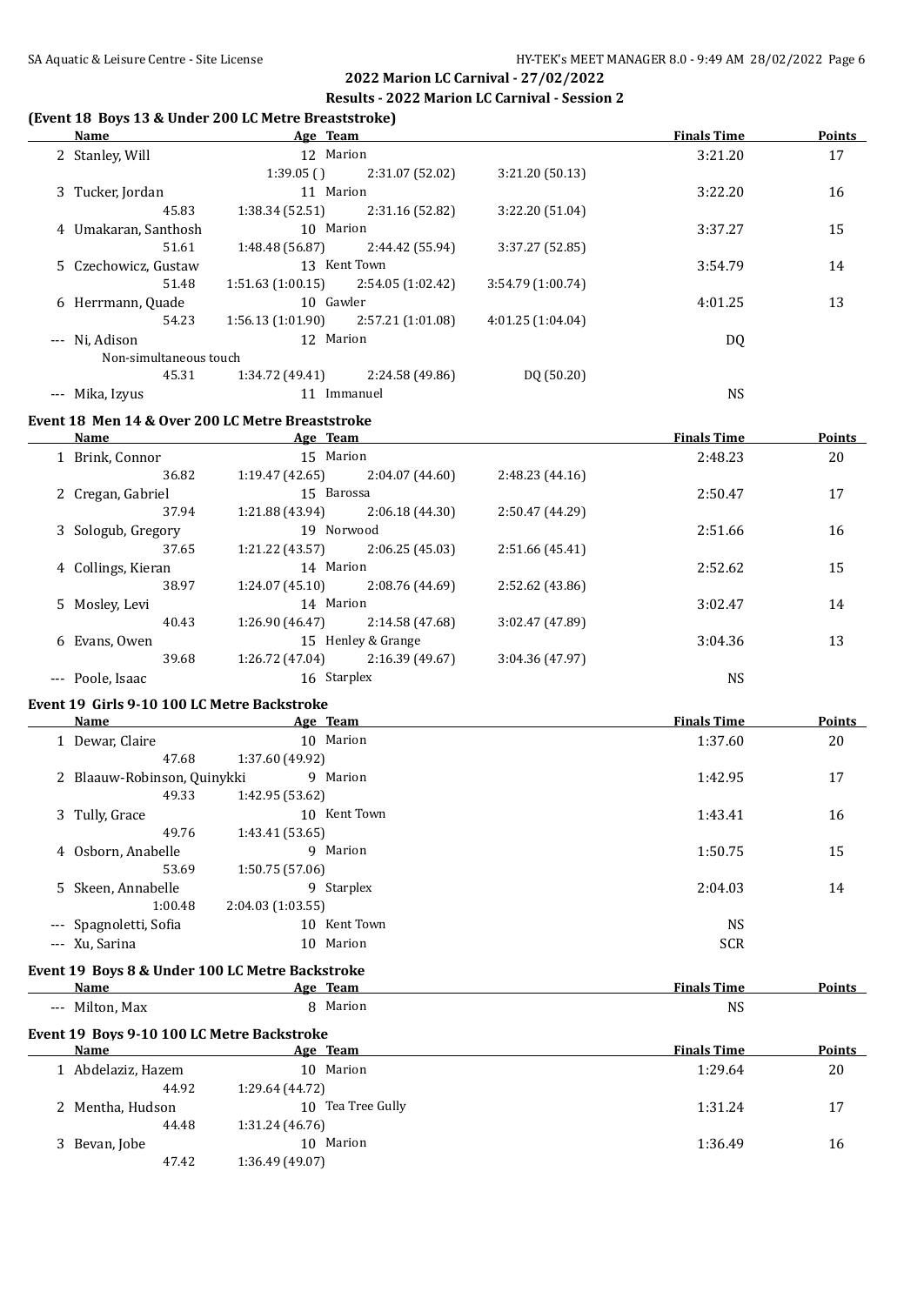## 2022 Marion LC Carnival - 27/02/2022

### Results - 2022 Marion LC Carnival - Session 2

### (Event 18 Boys 13 & Under 200 LC Metre Breaststroke)

| | Name | Age | Team | | | Finals Time | Points |
|---|---|---|---|---|---|---|---|
| 2 | Stanley, Will | 12 | Marion | | | 3:21.20 | 17 |
| | | 1:39.05 () | 2:31.07 (52.02) | 3:21.20 (50.13) | | | |
| 3 | Tucker, Jordan | 11 | Marion | | | 3:22.20 | 16 |
| | 45.83 | 1:38.34 (52.51) | 2:31.16 (52.82) | 3:22.20 (51.04) | | | |
| 4 | Umakaran, Santhosh | 10 | Marion | | | 3:37.27 | 15 |
| | 51.61 | 1:48.48 (56.87) | 2:44.42 (55.94) | 3:37.27 (52.85) | | | |
| 5 | Czechowicz, Gustaw | 13 | Kent Town | | | 3:54.79 | 14 |
| | 51.48 | 1:51.63 (1:00.15) | 2:54.05 (1:02.42) | 3:54.79 (1:00.74) | | | |
| 6 | Herrmann, Quade | 10 | Gawler | | | 4:01.25 | 13 |
| | 54.23 | 1:56.13 (1:01.90) | 2:57.21 (1:01.08) | 4:01.25 (1:04.04) | | | |
| --- | Ni, Adison | 12 | Marion | | | DQ | |
| | Non-simultaneous touch | | | | | | |
| | 45.31 | 1:34.72 (49.41) | 2:24.58 (49.86) | DQ (50.20) | | | |
| --- | Mika, Izyus | 11 | Immanuel | | | NS | |

### Event 18 Men 14 & Over 200 LC Metre Breaststroke

| | Name | Age | Team | | | Finals Time | Points |
|---|---|---|---|---|---|---|---|
| 1 | Brink, Connor | 15 | Marion | | | 2:48.23 | 20 |
| | 36.82 | 1:19.47 (42.65) | 2:04.07 (44.60) | 2:48.23 (44.16) | | | |
| 2 | Cregan, Gabriel | 15 | Barossa | | | 2:50.47 | 17 |
| | 37.94 | 1:21.88 (43.94) | 2:06.18 (44.30) | 2:50.47 (44.29) | | | |
| 3 | Sologub, Gregory | 19 | Norwood | | | 2:51.66 | 16 |
| | 37.65 | 1:21.22 (43.57) | 2:06.25 (45.03) | 2:51.66 (45.41) | | | |
| 4 | Collings, Kieran | 14 | Marion | | | 2:52.62 | 15 |
| | 38.97 | 1:24.07 (45.10) | 2:08.76 (44.69) | 2:52.62 (43.86) | | | |
| 5 | Mosley, Levi | 14 | Marion | | | 3:02.47 | 14 |
| | 40.43 | 1:26.90 (46.47) | 2:14.58 (47.68) | 3:02.47 (47.89) | | | |
| 6 | Evans, Owen | 15 | Henley & Grange | | | 3:04.36 | 13 |
| | 39.68 | 1:26.72 (47.04) | 2:16.39 (49.67) | 3:04.36 (47.97) | | | |
| --- | Poole, Isaac | 16 | Starplex | | | NS | |

### Event 19 Girls 9-10 100 LC Metre Backstroke

| | Name | Age | Team | Finals Time | Points |
|---|---|---|---|---|---|
| 1 | Dewar, Claire | 10 | Marion | 1:37.60 | 20 |
| | 47.68 | 1:37.60 (49.92) | | | |
| 2 | Blaauw-Robinson, Quinykki | 9 | Marion | 1:42.95 | 17 |
| | 49.33 | 1:42.95 (53.62) | | | |
| 3 | Tully, Grace | 10 | Kent Town | 1:43.41 | 16 |
| | 49.76 | 1:43.41 (53.65) | | | |
| 4 | Osborn, Anabelle | 9 | Marion | 1:50.75 | 15 |
| | 53.69 | 1:50.75 (57.06) | | | |
| 5 | Skeen, Annabelle | 9 | Starplex | 2:04.03 | 14 |
| | 1:00.48 | 2:04.03 (1:03.55) | | | |
| --- | Spagnoletti, Sofia | 10 | Kent Town | NS | |
| --- | Xu, Sarina | 10 | Marion | SCR | |

### Event 19 Boys 8 & Under 100 LC Metre Backstroke

| | Name | Age | Team | Finals Time | Points |
|---|---|---|---|---|---|
| --- | Milton, Max | 8 | Marion | NS | |

### Event 19 Boys 9-10 100 LC Metre Backstroke

| | Name | Age | Team | Finals Time | Points |
|---|---|---|---|---|---|
| 1 | Abdelaziz, Hazem | 10 | Marion | 1:29.64 | 20 |
| | 44.92 | 1:29.64 (44.72) | | | |
| 2 | Mentha, Hudson | 10 | Tea Tree Gully | 1:31.24 | 17 |
| | 44.48 | 1:31.24 (46.76) | | | |
| 3 | Bevan, Jobe | 10 | Marion | 1:36.49 | 16 |
| | 47.42 | 1:36.49 (49.07) | | | |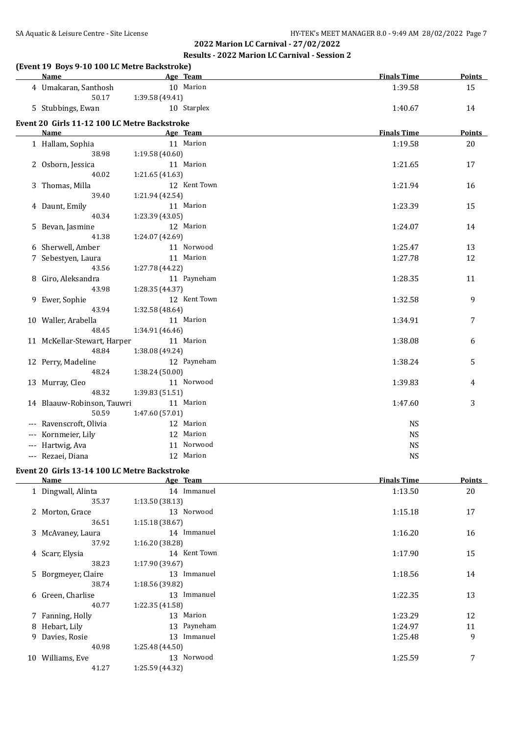## 2022 Marion LC Carnival - 27/02/2022

### Results - 2022 Marion LC Carnival - Session 2

**(Event 19 Boys 9-10 100 LC Metre Backstroke)**

| | Name | Age | Team | Finals Time | Points |
|---|---|---|---|---|---|
| 4 | Umakaran, Santhosh | 10 | Marion | 1:39.58 | 15 |
| | 50.17 | 1:39.58 (49.41) | | | |
| 5 | Stubbings, Ewan | 10 | Starplex | 1:40.67 | 14 |

**Event 20 Girls 11-12 100 LC Metre Backstroke**

| | Name | Age | Team | Finals Time | Points |
|---|---|---|---|---|---|
| 1 | Hallam, Sophia | 11 | Marion | 1:19.58 | 20 |
| | 38.98 | 1:19.58 (40.60) | | | |
| 2 | Osborn, Jessica | 11 | Marion | 1:21.65 | 17 |
| | 40.02 | 1:21.65 (41.63) | | | |
| 3 | Thomas, Milla | 12 | Kent Town | 1:21.94 | 16 |
| | 39.40 | 1:21.94 (42.54) | | | |
| 4 | Daunt, Emily | 11 | Marion | 1:23.39 | 15 |
| | 40.34 | 1:23.39 (43.05) | | | |
| 5 | Bevan, Jasmine | 12 | Marion | 1:24.07 | 14 |
| | 41.38 | 1:24.07 (42.69) | | | |
| 6 | Sherwell, Amber | 11 | Norwood | 1:25.47 | 13 |
| 7 | Sebestyen, Laura | 11 | Marion | 1:27.78 | 12 |
| | 43.56 | 1:27.78 (44.22) | | | |
| 8 | Giro, Aleksandra | 11 | Payneham | 1:28.35 | 11 |
| | 43.98 | 1:28.35 (44.37) | | | |
| 9 | Ewer, Sophie | 12 | Kent Town | 1:32.58 | 9 |
| | 43.94 | 1:32.58 (48.64) | | | |
| 10 | Waller, Arabella | 11 | Marion | 1:34.91 | 7 |
| | 48.45 | 1:34.91 (46.46) | | | |
| 11 | McKellar-Stewart, Harper | 11 | Marion | 1:38.08 | 6 |
| | 48.84 | 1:38.08 (49.24) | | | |
| 12 | Perry, Madeline | 12 | Payneham | 1:38.24 | 5 |
| | 48.24 | 1:38.24 (50.00) | | | |
| 13 | Murray, Cleo | 11 | Norwood | 1:39.83 | 4 |
| | 48.32 | 1:39.83 (51.51) | | | |
| 14 | Blaauw-Robinson, Tauwri | 11 | Marion | 1:47.60 | 3 |
| | 50.59 | 1:47.60 (57.01) | | | |
| --- | Ravenscroft, Olivia | 12 | Marion | NS | |
| --- | Kornmeier, Lily | 12 | Marion | NS | |
| --- | Hartwig, Ava | 11 | Norwood | NS | |
| --- | Rezaei, Diana | 12 | Marion | NS | |

**Event 20 Girls 13-14 100 LC Metre Backstroke**

| | Name | Age | Team | Finals Time | Points |
|---|---|---|---|---|---|
| 1 | Dingwall, Alinta | 14 | Immanuel | 1:13.50 | 20 |
| | 35.37 | 1:13.50 (38.13) | | | |
| 2 | Morton, Grace | 13 | Norwood | 1:15.18 | 17 |
| | 36.51 | 1:15.18 (38.67) | | | |
| 3 | McAvaney, Laura | 14 | Immanuel | 1:16.20 | 16 |
| | 37.92 | 1:16.20 (38.28) | | | |
| 4 | Scarr, Elysia | 14 | Kent Town | 1:17.90 | 15 |
| | 38.23 | 1:17.90 (39.67) | | | |
| 5 | Borgmeyer, Claire | 13 | Immanuel | 1:18.56 | 14 |
| | 38.74 | 1:18.56 (39.82) | | | |
| 6 | Green, Charlise | 13 | Immanuel | 1:22.35 | 13 |
| | 40.77 | 1:22.35 (41.58) | | | |
| 7 | Fanning, Holly | 13 | Marion | 1:23.29 | 12 |
| 8 | Hebart, Lily | 13 | Payneham | 1:24.97 | 11 |
| 9 | Davies, Rosie | 13 | Immanuel | 1:25.48 | 9 |
| | 40.98 | 1:25.48 (44.50) | | | |
| 10 | Williams, Eve | 13 | Norwood | 1:25.59 | 7 |
| | 41.27 | 1:25.59 (44.32) | | | |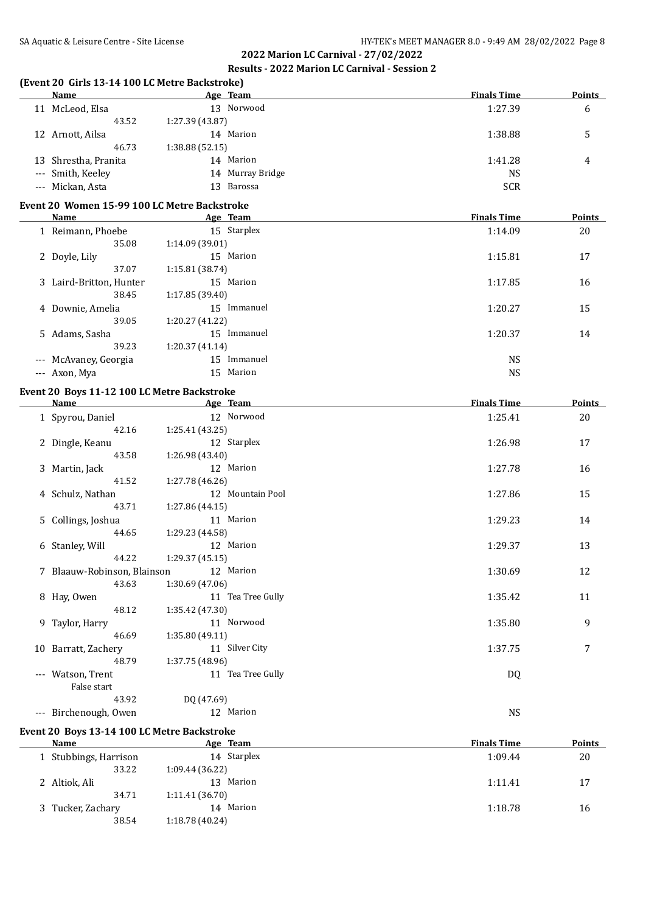## 2022 Marion LC Carnival - 27/02/2022

### Results - 2022 Marion LC Carnival - Session 2

#### (Event 20 Girls 13-14 100 LC Metre Backstroke)

| | Name | Age | Team | Finals Time | Points |
|---|---|---|---|---|---|
| 11 | McLeod, Elsa | 13 | Norwood | 1:27.39 | 6 |
| | 43.52 | 1:27.39 (43.87) | | | |
| 12 | Arnott, Ailsa | 14 | Marion | 1:38.88 | 5 |
| | 46.73 | 1:38.88 (52.15) | | | |
| 13 | Shrestha, Pranita | 14 | Marion | 1:41.28 | 4 |
| --- | Smith, Keeley | 14 | Murray Bridge | NS | |
| --- | Mickan, Asta | 13 | Barossa | SCR | |

#### Event 20 Women 15-99 100 LC Metre Backstroke

| | Name | Age | Team | Finals Time | Points |
|---|---|---|---|---|---|
| 1 | Reimann, Phoebe | 15 | Starplex | 1:14.09 | 20 |
| | 35.08 | 1:14.09 (39.01) | | | |
| 2 | Doyle, Lily | 15 | Marion | 1:15.81 | 17 |
| | 37.07 | 1:15.81 (38.74) | | | |
| 3 | Laird-Britton, Hunter | 15 | Marion | 1:17.85 | 16 |
| | 38.45 | 1:17.85 (39.40) | | | |
| 4 | Downie, Amelia | 15 | Immanuel | 1:20.27 | 15 |
| | 39.05 | 1:20.27 (41.22) | | | |
| 5 | Adams, Sasha | 15 | Immanuel | 1:20.37 | 14 |
| | 39.23 | 1:20.37 (41.14) | | | |
| --- | McAvaney, Georgia | 15 | Immanuel | NS | |
| --- | Axon, Mya | 15 | Marion | NS | |

#### Event 20 Boys 11-12 100 LC Metre Backstroke

| | Name | Age | Team | Finals Time | Points |
|---|---|---|---|---|---|
| 1 | Spyrou, Daniel | 12 | Norwood | 1:25.41 | 20 |
| | 42.16 | 1:25.41 (43.25) | | | |
| 2 | Dingle, Keanu | 12 | Starplex | 1:26.98 | 17 |
| | 43.58 | 1:26.98 (43.40) | | | |
| 3 | Martin, Jack | 12 | Marion | 1:27.78 | 16 |
| | 41.52 | 1:27.78 (46.26) | | | |
| 4 | Schulz, Nathan | 12 | Mountain Pool | 1:27.86 | 15 |
| | 43.71 | 1:27.86 (44.15) | | | |
| 5 | Collings, Joshua | 11 | Marion | 1:29.23 | 14 |
| | 44.65 | 1:29.23 (44.58) | | | |
| 6 | Stanley, Will | 12 | Marion | 1:29.37 | 13 |
| | 44.22 | 1:29.37 (45.15) | | | |
| 7 | Blaauw-Robinson, Blainson | 12 | Marion | 1:30.69 | 12 |
| | 43.63 | 1:30.69 (47.06) | | | |
| 8 | Hay, Owen | 11 | Tea Tree Gully | 1:35.42 | 11 |
| | 48.12 | 1:35.42 (47.30) | | | |
| 9 | Taylor, Harry | 11 | Norwood | 1:35.80 | 9 |
| | 46.69 | 1:35.80 (49.11) | | | |
| 10 | Barratt, Zachery | 11 | Silver City | 1:37.75 | 7 |
| | 48.79 | 1:37.75 (48.96) | | | |
| --- | Watson, Trent | 11 | Tea Tree Gully | DQ | |
| | False start | | | | |
| | 43.92 | DQ (47.69) | | | |
| --- | Birchenough, Owen | 12 | Marion | NS | |

#### Event 20 Boys 13-14 100 LC Metre Backstroke

| | Name | Age | Team | Finals Time | Points |
|---|---|---|---|---|---|
| 1 | Stubbings, Harrison | 14 | Starplex | 1:09.44 | 20 |
| | 33.22 | 1:09.44 (36.22) | | | |
| 2 | Altiok, Ali | 13 | Marion | 1:11.41 | 17 |
| | 34.71 | 1:11.41 (36.70) | | | |
| 3 | Tucker, Zachary | 14 | Marion | 1:18.78 | 16 |
| | 38.54 | 1:18.78 (40.24) | | | |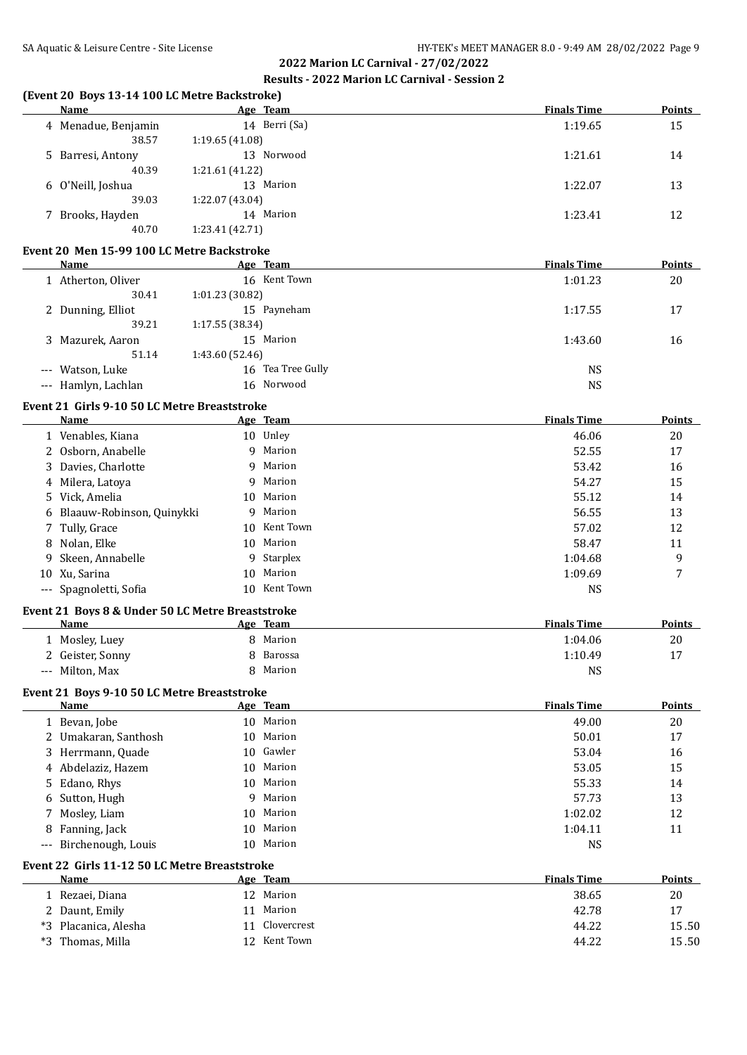## 2022 Marion LC Carnival - 27/02/2022

### Results - 2022 Marion LC Carnival - Session 2

**(Event 20 Boys 13-14 100 LC Metre Backstroke)**

| | Name | Age | Team | Finals Time | Points |
|---|---|---|---|---|---|
| 4 | Menadue, Benjamin | 14 | Berri (Sa) | 1:19.65 | 15 |
| | 38.57 | 1:19.65 (41.08) | | | |
| 5 | Barresi, Antony | 13 | Norwood | 1:21.61 | 14 |
| | 40.39 | 1:21.61 (41.22) | | | |
| 6 | O'Neill, Joshua | 13 | Marion | 1:22.07 | 13 |
| | 39.03 | 1:22.07 (43.04) | | | |
| 7 | Brooks, Hayden | 14 | Marion | 1:23.41 | 12 |
| | 40.70 | 1:23.41 (42.71) | | | |

**Event 20 Men 15-99 100 LC Metre Backstroke**

| | Name | Age | Team | Finals Time | Points |
|---|---|---|---|---|---|
| 1 | Atherton, Oliver | 16 | Kent Town | 1:01.23 | 20 |
| | 30.41 | 1:01.23 (30.82) | | | |
| 2 | Dunning, Elliot | 15 | Payneham | 1:17.55 | 17 |
| | 39.21 | 1:17.55 (38.34) | | | |
| 3 | Mazurek, Aaron | 15 | Marion | 1:43.60 | 16 |
| | 51.14 | 1:43.60 (52.46) | | | |
| --- | Watson, Luke | 16 | Tea Tree Gully | NS | |
| --- | Hamlyn, Lachlan | 16 | Norwood | NS | |

**Event 21 Girls 9-10 50 LC Metre Breaststroke**

| | Name | Age | Team | Finals Time | Points |
|---|---|---|---|---|---|
| 1 | Venables, Kiana | 10 | Unley | 46.06 | 20 |
| 2 | Osborn, Anabelle | 9 | Marion | 52.55 | 17 |
| 3 | Davies, Charlotte | 9 | Marion | 53.42 | 16 |
| 4 | Milera, Latoya | 9 | Marion | 54.27 | 15 |
| 5 | Vick, Amelia | 10 | Marion | 55.12 | 14 |
| 6 | Blaauw-Robinson, Quinykki | 9 | Marion | 56.55 | 13 |
| 7 | Tully, Grace | 10 | Kent Town | 57.02 | 12 |
| 8 | Nolan, Elke | 10 | Marion | 58.47 | 11 |
| 9 | Skeen, Annabelle | 9 | Starplex | 1:04.68 | 9 |
| 10 | Xu, Sarina | 10 | Marion | 1:09.69 | 7 |
| --- | Spagnoletti, Sofia | 10 | Kent Town | NS | |

**Event 21 Boys 8 & Under 50 LC Metre Breaststroke**

| | Name | Age | Team | Finals Time | Points |
|---|---|---|---|---|---|
| 1 | Mosley, Luey | 8 | Marion | 1:04.06 | 20 |
| 2 | Geister, Sonny | 8 | Barossa | 1:10.49 | 17 |
| --- | Milton, Max | 8 | Marion | NS | |

**Event 21 Boys 9-10 50 LC Metre Breaststroke**

| | Name | Age | Team | Finals Time | Points |
|---|---|---|---|---|---|
| 1 | Bevan, Jobe | 10 | Marion | 49.00 | 20 |
| 2 | Umakaran, Santhosh | 10 | Marion | 50.01 | 17 |
| 3 | Herrmann, Quade | 10 | Gawler | 53.04 | 16 |
| 4 | Abdelaziz, Hazem | 10 | Marion | 53.05 | 15 |
| 5 | Edano, Rhys | 10 | Marion | 55.33 | 14 |
| 6 | Sutton, Hugh | 9 | Marion | 57.73 | 13 |
| 7 | Mosley, Liam | 10 | Marion | 1:02.02 | 12 |
| 8 | Fanning, Jack | 10 | Marion | 1:04.11 | 11 |
| --- | Birchenough, Louis | 10 | Marion | NS | |

**Event 22 Girls 11-12 50 LC Metre Breaststroke**

| | Name | Age | Team | Finals Time | Points |
|---|---|---|---|---|---|
| 1 | Rezaei, Diana | 12 | Marion | 38.65 | 20 |
| 2 | Daunt, Emily | 11 | Marion | 42.78 | 17 |
| *3 | Placanica, Alesha | 11 | Clovercrest | 44.22 | 15.50 |
| *3 | Thomas, Milla | 12 | Kent Town | 44.22 | 15.50 |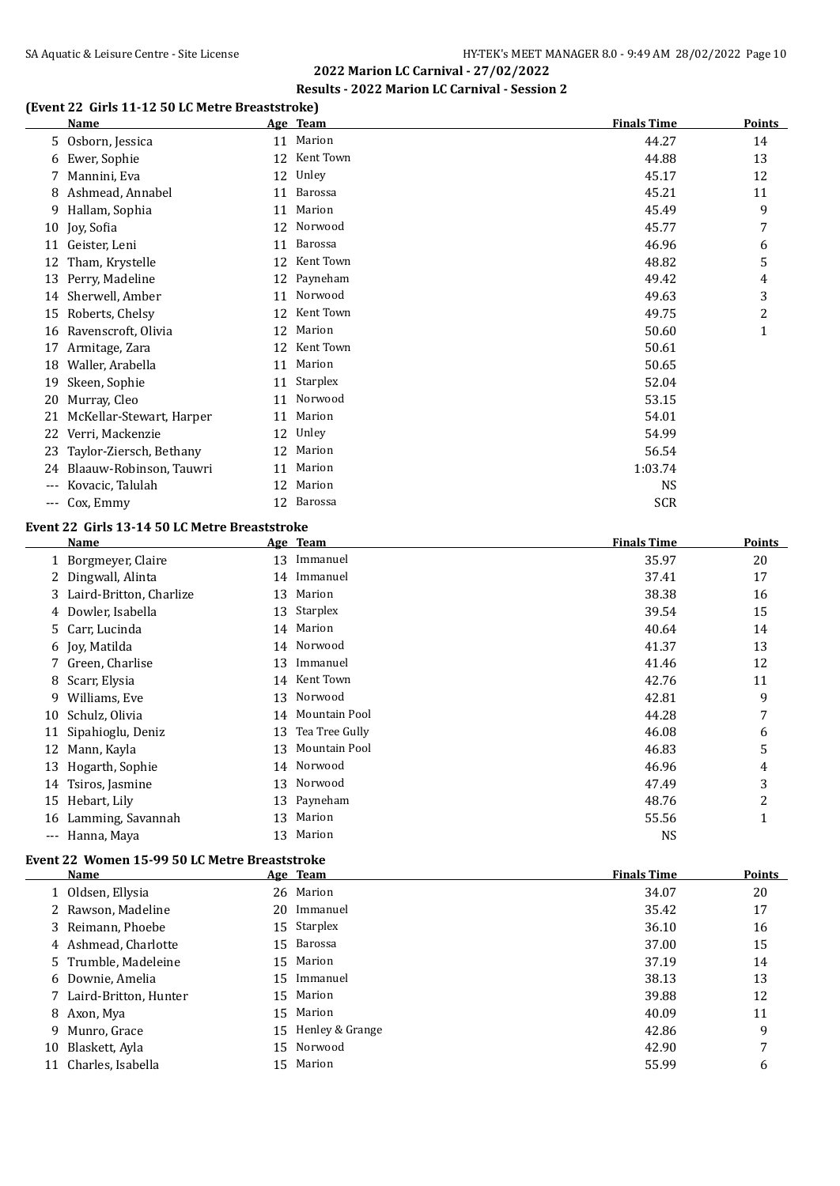## 2022 Marion LC Carnival - 27/02/2022

### Results - 2022 Marion LC Carnival - Session 2

### (Event 22 Girls 11-12 50 LC Metre Breaststroke)

| | Name | Age | Team | Finals Time | Points |
|---|---|---|---|---|---|
| 5 | Osborn, Jessica | 11 | Marion | 44.27 | 14 |
| 6 | Ewer, Sophie | 12 | Kent Town | 44.88 | 13 |
| 7 | Mannini, Eva | 12 | Unley | 45.17 | 12 |
| 8 | Ashmead, Annabel | 11 | Barossa | 45.21 | 11 |
| 9 | Hallam, Sophia | 11 | Marion | 45.49 | 9 |
| 10 | Joy, Sofia | 12 | Norwood | 45.77 | 7 |
| 11 | Geister, Leni | 11 | Barossa | 46.96 | 6 |
| 12 | Tham, Krystelle | 12 | Kent Town | 48.82 | 5 |
| 13 | Perry, Madeline | 12 | Payneham | 49.42 | 4 |
| 14 | Sherwell, Amber | 11 | Norwood | 49.63 | 3 |
| 15 | Roberts, Chelsy | 12 | Kent Town | 49.75 | 2 |
| 16 | Ravenscroft, Olivia | 12 | Marion | 50.60 | 1 |
| 17 | Armitage, Zara | 12 | Kent Town | 50.61 | |
| 18 | Waller, Arabella | 11 | Marion | 50.65 | |
| 19 | Skeen, Sophie | 11 | Starplex | 52.04 | |
| 20 | Murray, Cleo | 11 | Norwood | 53.15 | |
| 21 | McKellar-Stewart, Harper | 11 | Marion | 54.01 | |
| 22 | Verri, Mackenzie | 12 | Unley | 54.99 | |
| 23 | Taylor-Ziersch, Bethany | 12 | Marion | 56.54 | |
| 24 | Blaauw-Robinson, Tauwri | 11 | Marion | 1:03.74 | |
| --- | Kovacic, Talulah | 12 | Marion | NS | |
| --- | Cox, Emmy | 12 | Barossa | SCR | |

### Event 22 Girls 13-14 50 LC Metre Breaststroke

| | Name | Age | Team | Finals Time | Points |
|---|---|---|---|---|---|
| 1 | Borgmeyer, Claire | 13 | Immanuel | 35.97 | 20 |
| 2 | Dingwall, Alinta | 14 | Immanuel | 37.41 | 17 |
| 3 | Laird-Britton, Charlize | 13 | Marion | 38.38 | 16 |
| 4 | Dowler, Isabella | 13 | Starplex | 39.54 | 15 |
| 5 | Carr, Lucinda | 14 | Marion | 40.64 | 14 |
| 6 | Joy, Matilda | 14 | Norwood | 41.37 | 13 |
| 7 | Green, Charlise | 13 | Immanuel | 41.46 | 12 |
| 8 | Scarr, Elysia | 14 | Kent Town | 42.76 | 11 |
| 9 | Williams, Eve | 13 | Norwood | 42.81 | 9 |
| 10 | Schulz, Olivia | 14 | Mountain Pool | 44.28 | 7 |
| 11 | Sipahioglu, Deniz | 13 | Tea Tree Gully | 46.08 | 6 |
| 12 | Mann, Kayla | 13 | Mountain Pool | 46.83 | 5 |
| 13 | Hogarth, Sophie | 14 | Norwood | 46.96 | 4 |
| 14 | Tsiros, Jasmine | 13 | Norwood | 47.49 | 3 |
| 15 | Hebart, Lily | 13 | Payneham | 48.76 | 2 |
| 16 | Lamming, Savannah | 13 | Marion | 55.56 | 1 |
| --- | Hanna, Maya | 13 | Marion | NS | |

### Event 22 Women 15-99 50 LC Metre Breaststroke

| | Name | Age | Team | Finals Time | Points |
|---|---|---|---|---|---|
| 1 | Oldsen, Ellysia | 26 | Marion | 34.07 | 20 |
| 2 | Rawson, Madeline | 20 | Immanuel | 35.42 | 17 |
| 3 | Reimann, Phoebe | 15 | Starplex | 36.10 | 16 |
| 4 | Ashmead, Charlotte | 15 | Barossa | 37.00 | 15 |
| 5 | Trumble, Madeleine | 15 | Marion | 37.19 | 14 |
| 6 | Downie, Amelia | 15 | Immanuel | 38.13 | 13 |
| 7 | Laird-Britton, Hunter | 15 | Marion | 39.88 | 12 |
| 8 | Axon, Mya | 15 | Marion | 40.09 | 11 |
| 9 | Munro, Grace | 15 | Henley & Grange | 42.86 | 9 |
| 10 | Blaskett, Ayla | 15 | Norwood | 42.90 | 7 |
| 11 | Charles, Isabella | 15 | Marion | 55.99 | 6 |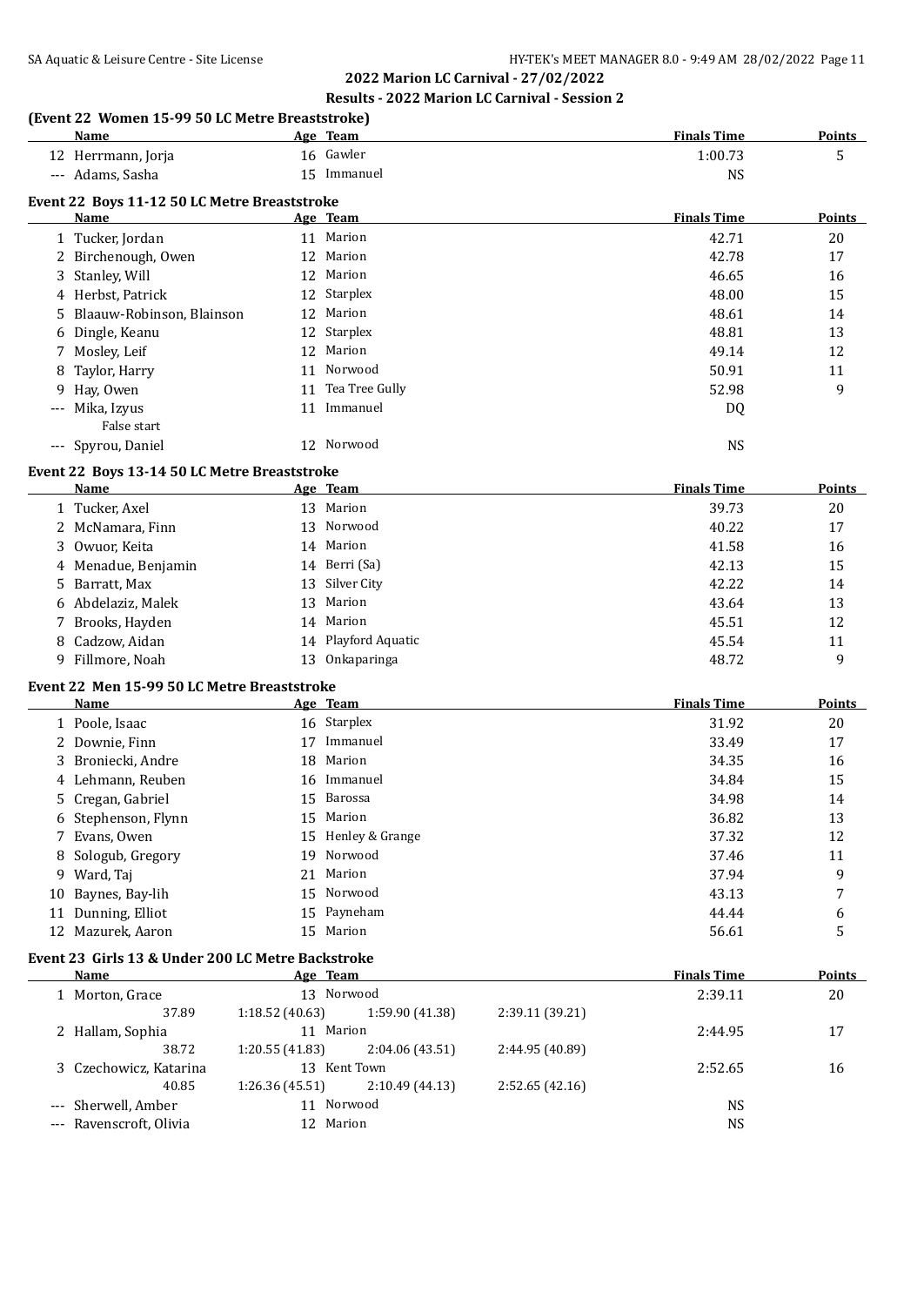## 2022 Marion LC Carnival - 27/02/2022

### Results - 2022 Marion LC Carnival - Session 2

### (Event 22 Women 15-99 50 LC Metre Breaststroke)

| | Name | Age | Team | Finals Time | Points |
|---|---|---|---|---|---|
| 12 | Herrmann, Jorja | 16 | Gawler | 1:00.73 | 5 |
| --- | Adams, Sasha | 15 | Immanuel | NS | |

### Event 22 Boys 11-12 50 LC Metre Breaststroke

| | Name | Age | Team | Finals Time | Points |
|---|---|---|---|---|---|
| 1 | Tucker, Jordan | 11 | Marion | 42.71 | 20 |
| 2 | Birchenough, Owen | 12 | Marion | 42.78 | 17 |
| 3 | Stanley, Will | 12 | Marion | 46.65 | 16 |
| 4 | Herbst, Patrick | 12 | Starplex | 48.00 | 15 |
| 5 | Blaauw-Robinson, Blainson | 12 | Marion | 48.61 | 14 |
| 6 | Dingle, Keanu | 12 | Starplex | 48.81 | 13 |
| 7 | Mosley, Leif | 12 | Marion | 49.14 | 12 |
| 8 | Taylor, Harry | 11 | Norwood | 50.91 | 11 |
| 9 | Hay, Owen | 11 | Tea Tree Gully | 52.98 | 9 |
| --- | Mika, Izyus<br>False start | 11 | Immanuel | DQ | |
| --- | Spyrou, Daniel | 12 | Norwood | NS | |

### Event 22 Boys 13-14 50 LC Metre Breaststroke

| | Name | Age | Team | Finals Time | Points |
|---|---|---|---|---|---|
| 1 | Tucker, Axel | 13 | Marion | 39.73 | 20 |
| 2 | McNamara, Finn | 13 | Norwood | 40.22 | 17 |
| 3 | Owuor, Keita | 14 | Marion | 41.58 | 16 |
| 4 | Menadue, Benjamin | 14 | Berri (Sa) | 42.13 | 15 |
| 5 | Barratt, Max | 13 | Silver City | 42.22 | 14 |
| 6 | Abdelaziz, Malek | 13 | Marion | 43.64 | 13 |
| 7 | Brooks, Hayden | 14 | Marion | 45.51 | 12 |
| 8 | Cadzow, Aidan | 14 | Playford Aquatic | 45.54 | 11 |
| 9 | Fillmore, Noah | 13 | Onkaparinga | 48.72 | 9 |

### Event 22 Men 15-99 50 LC Metre Breaststroke

| | Name | Age | Team | Finals Time | Points |
|---|---|---|---|---|---|
| 1 | Poole, Isaac | 16 | Starplex | 31.92 | 20 |
| 2 | Downie, Finn | 17 | Immanuel | 33.49 | 17 |
| 3 | Broniecki, Andre | 18 | Marion | 34.35 | 16 |
| 4 | Lehmann, Reuben | 16 | Immanuel | 34.84 | 15 |
| 5 | Cregan, Gabriel | 15 | Barossa | 34.98 | 14 |
| 6 | Stephenson, Flynn | 15 | Marion | 36.82 | 13 |
| 7 | Evans, Owen | 15 | Henley & Grange | 37.32 | 12 |
| 8 | Sologub, Gregory | 19 | Norwood | 37.46 | 11 |
| 9 | Ward, Taj | 21 | Marion | 37.94 | 9 |
| 10 | Baynes, Bay-lih | 15 | Norwood | 43.13 | 7 |
| 11 | Dunning, Elliot | 15 | Payneham | 44.44 | 6 |
| 12 | Mazurek, Aaron | 15 | Marion | 56.61 | 5 |

### Event 23 Girls 13 & Under 200 LC Metre Backstroke

| | Name | Age | Team | Finals Time | Points |
|---|---|---|---|---|---|
| 1 | Morton, Grace | 13 | Norwood | 2:39.11 | 20 |
| | 37.89 / 1:18.52 (40.63) / 1:59.90 (41.38) / 2:39.11 (39.21) | | | | |
| 2 | Hallam, Sophia | 11 | Marion | 2:44.95 | 17 |
| | 38.72 / 1:20.55 (41.83) / 2:04.06 (43.51) / 2:44.95 (40.89) | | | | |
| 3 | Czechowicz, Katarina | 13 | Kent Town | 2:52.65 | 16 |
| | 40.85 / 1:26.36 (45.51) / 2:10.49 (44.13) / 2:52.65 (42.16) | | | | |
| --- | Sherwell, Amber | 11 | Norwood | NS | |
| --- | Ravenscroft, Olivia | 12 | Marion | NS | |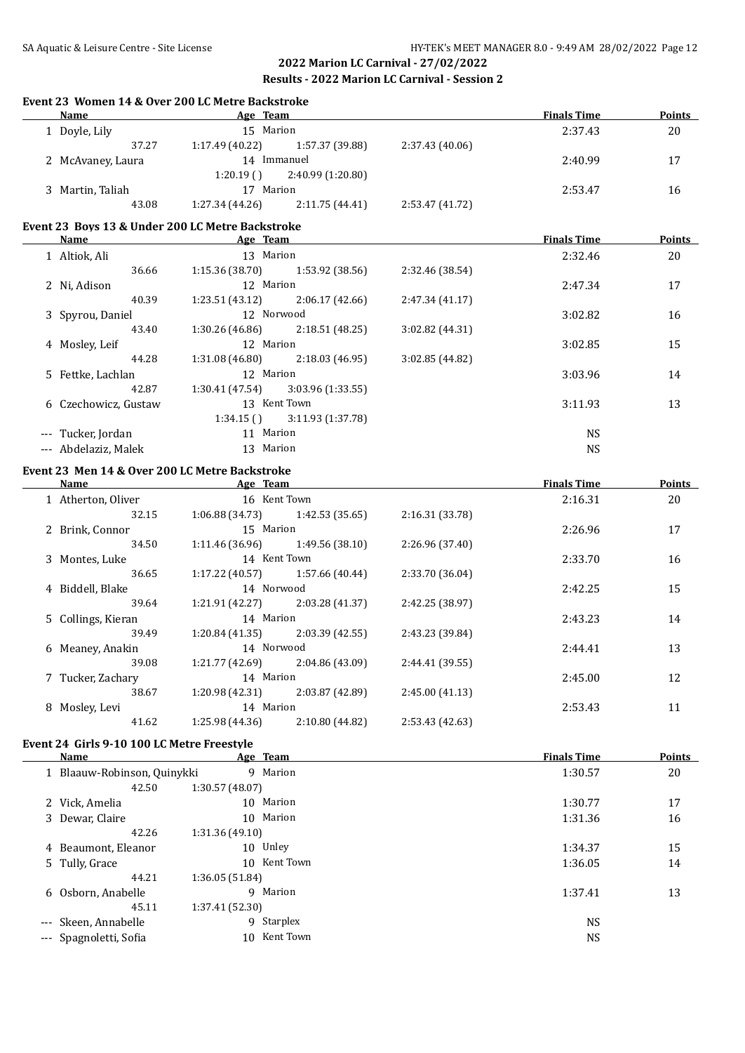## 2022 Marion LC Carnival - 27/02/2022

### Results - 2022 Marion LC Carnival - Session 2

#### Event 23 Women 14 & Over 200 LC Metre Backstroke

| | Name | Age | Team | | | | Finals Time | Points |
|---|---|---|---|---|---|---|---|---|
| 1 | Doyle, Lily | 15 | Marion | | | | 2:37.43 | 20 |
| | 37.27 | 1:17.49 (40.22) | | 1:57.37 (39.88) | 2:37.43 (40.06) | | | |
| 2 | McAvaney, Laura | 14 | Immanuel | | | | 2:40.99 | 17 |
| | | 1:20.19 ( ) | | 2:40.99 (1:20.80) | | | | |
| 3 | Martin, Taliah | 17 | Marion | | | | 2:53.47 | 16 |
| | 43.08 | 1:27.34 (44.26) | | 2:11.75 (44.41) | 2:53.47 (41.72) | | | |

#### Event 23 Boys 13 & Under 200 LC Metre Backstroke

| | Name | Age | Team | | | | Finals Time | Points |
|---|---|---|---|---|---|---|---|---|
| 1 | Altiok, Ali | 13 | Marion | | | | 2:32.46 | 20 |
| | 36.66 | 1:15.36 (38.70) | | 1:53.92 (38.56) | 2:32.46 (38.54) | | | |
| 2 | Ni, Adison | 12 | Marion | | | | 2:47.34 | 17 |
| | 40.39 | 1:23.51 (43.12) | | 2:06.17 (42.66) | 2:47.34 (41.17) | | | |
| 3 | Spyrou, Daniel | 12 | Norwood | | | | 3:02.82 | 16 |
| | 43.40 | 1:30.26 (46.86) | | 2:18.51 (48.25) | 3:02.82 (44.31) | | | |
| 4 | Mosley, Leif | 12 | Marion | | | | 3:02.85 | 15 |
| | 44.28 | 1:31.08 (46.80) | | 2:18.03 (46.95) | 3:02.85 (44.82) | | | |
| 5 | Fettke, Lachlan | 12 | Marion | | | | 3:03.96 | 14 |
| | 42.87 | 1:30.41 (47.54) | | 3:03.96 (1:33.55) | | | | |
| 6 | Czechowicz, Gustaw | 13 | Kent Town | | | | 3:11.93 | 13 |
| | | 1:34.15 ( ) | | 3:11.93 (1:37.78) | | | | |
| --- | Tucker, Jordan | 11 | Marion | | | | NS | |
| --- | Abdelaziz, Malek | 13 | Marion | | | | NS | |

#### Event 23 Men 14 & Over 200 LC Metre Backstroke

| | Name | Age | Team | | | | Finals Time | Points |
|---|---|---|---|---|---|---|---|---|
| 1 | Atherton, Oliver | 16 | Kent Town | | | | 2:16.31 | 20 |
| | 32.15 | 1:06.88 (34.73) | | 1:42.53 (35.65) | 2:16.31 (33.78) | | | |
| 2 | Brink, Connor | 15 | Marion | | | | 2:26.96 | 17 |
| | 34.50 | 1:11.46 (36.96) | | 1:49.56 (38.10) | 2:26.96 (37.40) | | | |
| 3 | Montes, Luke | 14 | Kent Town | | | | 2:33.70 | 16 |
| | 36.65 | 1:17.22 (40.57) | | 1:57.66 (40.44) | 2:33.70 (36.04) | | | |
| 4 | Biddell, Blake | 14 | Norwood | | | | 2:42.25 | 15 |
| | 39.64 | 1:21.91 (42.27) | | 2:03.28 (41.37) | 2:42.25 (38.97) | | | |
| 5 | Collings, Kieran | 14 | Marion | | | | 2:43.23 | 14 |
| | 39.49 | 1:20.84 (41.35) | | 2:03.39 (42.55) | 2:43.23 (39.84) | | | |
| 6 | Meaney, Anakin | 14 | Norwood | | | | 2:44.41 | 13 |
| | 39.08 | 1:21.77 (42.69) | | 2:04.86 (43.09) | 2:44.41 (39.55) | | | |
| 7 | Tucker, Zachary | 14 | Marion | | | | 2:45.00 | 12 |
| | 38.67 | 1:20.98 (42.31) | | 2:03.87 (42.89) | 2:45.00 (41.13) | | | |
| 8 | Mosley, Levi | 14 | Marion | | | | 2:53.43 | 11 |
| | 41.62 | 1:25.98 (44.36) | | 2:10.80 (44.82) | 2:53.43 (42.63) | | | |

#### Event 24 Girls 9-10 100 LC Metre Freestyle

| | Name | Age | Team | Finals Time | Points |
|---|---|---|---|---|---|
| 1 | Blaauw-Robinson, Quinykki | 9 | Marion | 1:30.57 | 20 |
| | 42.50 | 1:30.57 (48.07) | | | |
| 2 | Vick, Amelia | 10 | Marion | 1:30.77 | 17 |
| 3 | Dewar, Claire | 10 | Marion | 1:31.36 | 16 |
| | 42.26 | 1:31.36 (49.10) | | | |
| 4 | Beaumont, Eleanor | 10 | Unley | 1:34.37 | 15 |
| 5 | Tully, Grace | 10 | Kent Town | 1:36.05 | 14 |
| | 44.21 | 1:36.05 (51.84) | | | |
| 6 | Osborn, Anabelle | 9 | Marion | 1:37.41 | 13 |
| | 45.11 | 1:37.41 (52.30) | | | |
| --- | Skeen, Annabelle | 9 | Starplex | NS | |
| --- | Spagnoletti, Sofia | 10 | Kent Town | NS | |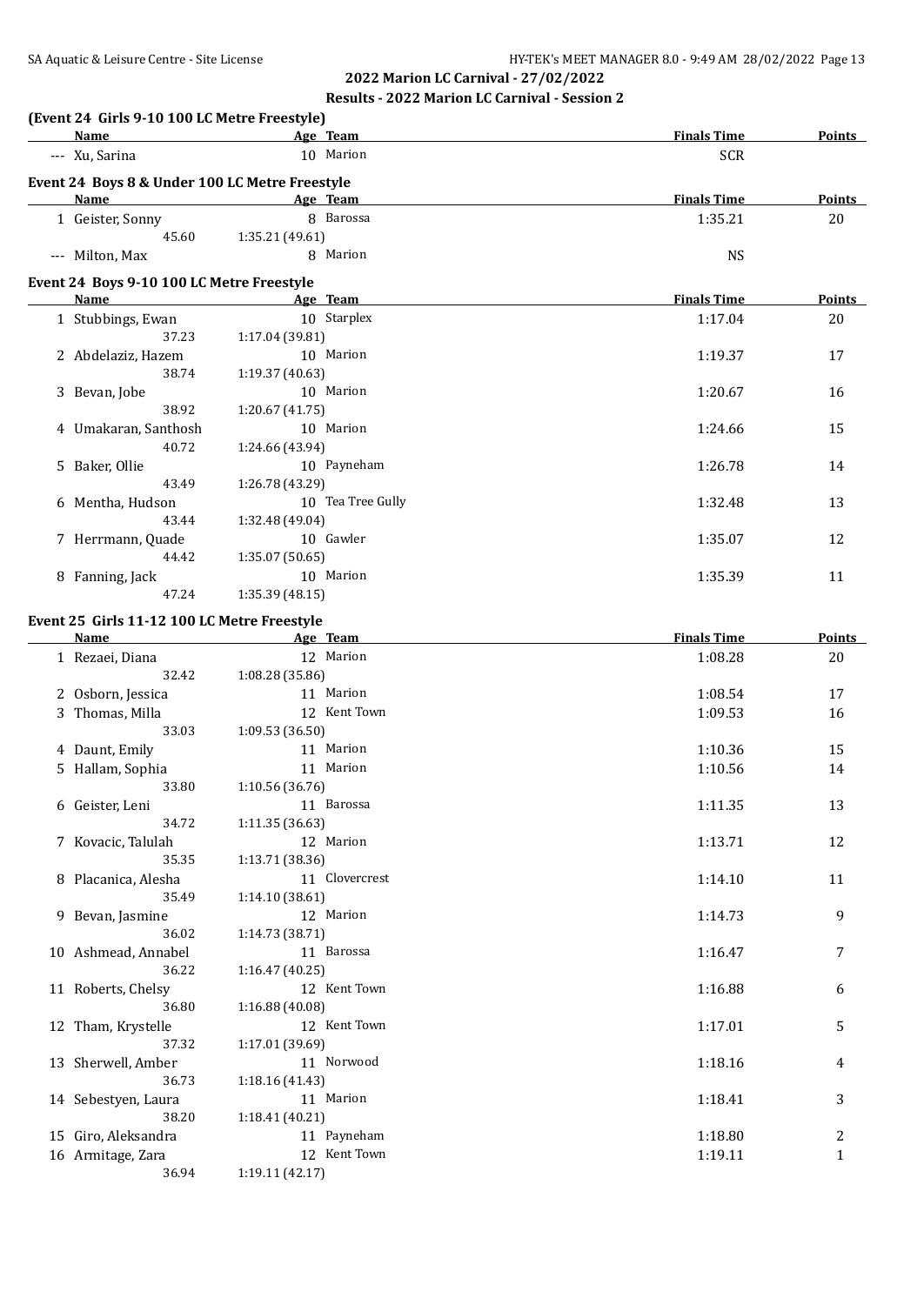## 2022 Marion LC Carnival - 27/02/2022

### Results - 2022 Marion LC Carnival - Session 2

**(Event 24 Girls 9-10 100 LC Metre Freestyle)**

| | Name | Age | Team | Finals Time | Points |
|---|---|---|---|---|---|
| --- | Xu, Sarina | 10 | Marion | SCR | |

**Event 24 Boys 8 & Under 100 LC Metre Freestyle**

| | Name | Age | Team | Finals Time | Points |
|---|---|---|---|---|---|
| 1 | Geister, Sonny | 8 | Barossa | 1:35.21 | 20 |
| | 45.60 | 1:35.21 (49.61) | | | |
| --- | Milton, Max | 8 | Marion | NS | |

**Event 24 Boys 9-10 100 LC Metre Freestyle**

| | Name | Age | Team | Finals Time | Points |
|---|---|---|---|---|---|
| 1 | Stubbings, Ewan | 10 | Starplex | 1:17.04 | 20 |
| | 37.23 | 1:17.04 (39.81) | | | |
| 2 | Abdelaziz, Hazem | 10 | Marion | 1:19.37 | 17 |
| | 38.74 | 1:19.37 (40.63) | | | |
| 3 | Bevan, Jobe | 10 | Marion | 1:20.67 | 16 |
| | 38.92 | 1:20.67 (41.75) | | | |
| 4 | Umakaran, Santhosh | 10 | Marion | 1:24.66 | 15 |
| | 40.72 | 1:24.66 (43.94) | | | |
| 5 | Baker, Ollie | 10 | Payneham | 1:26.78 | 14 |
| | 43.49 | 1:26.78 (43.29) | | | |
| 6 | Mentha, Hudson | 10 | Tea Tree Gully | 1:32.48 | 13 |
| | 43.44 | 1:32.48 (49.04) | | | |
| 7 | Herrmann, Quade | 10 | Gawler | 1:35.07 | 12 |
| | 44.42 | 1:35.07 (50.65) | | | |
| 8 | Fanning, Jack | 10 | Marion | 1:35.39 | 11 |
| | 47.24 | 1:35.39 (48.15) | | | |

**Event 25 Girls 11-12 100 LC Metre Freestyle**

| | Name | Age | Team | Finals Time | Points |
|---|---|---|---|---|---|
| 1 | Rezaei, Diana | 12 | Marion | 1:08.28 | 20 |
| | 32.42 | 1:08.28 (35.86) | | | |
| 2 | Osborn, Jessica | 11 | Marion | 1:08.54 | 17 |
| 3 | Thomas, Milla | 12 | Kent Town | 1:09.53 | 16 |
| | 33.03 | 1:09.53 (36.50) | | | |
| 4 | Daunt, Emily | 11 | Marion | 1:10.36 | 15 |
| 5 | Hallam, Sophia | 11 | Marion | 1:10.56 | 14 |
| | 33.80 | 1:10.56 (36.76) | | | |
| 6 | Geister, Leni | 11 | Barossa | 1:11.35 | 13 |
| | 34.72 | 1:11.35 (36.63) | | | |
| 7 | Kovacic, Talulah | 12 | Marion | 1:13.71 | 12 |
| | 35.35 | 1:13.71 (38.36) | | | |
| 8 | Placanica, Alesha | 11 | Clovercrest | 1:14.10 | 11 |
| | 35.49 | 1:14.10 (38.61) | | | |
| 9 | Bevan, Jasmine | 12 | Marion | 1:14.73 | 9 |
| | 36.02 | 1:14.73 (38.71) | | | |
| 10 | Ashmead, Annabel | 11 | Barossa | 1:16.47 | 7 |
| | 36.22 | 1:16.47 (40.25) | | | |
| 11 | Roberts, Chelsy | 12 | Kent Town | 1:16.88 | 6 |
| | 36.80 | 1:16.88 (40.08) | | | |
| 12 | Tham, Krystelle | 12 | Kent Town | 1:17.01 | 5 |
| | 37.32 | 1:17.01 (39.69) | | | |
| 13 | Sherwell, Amber | 11 | Norwood | 1:18.16 | 4 |
| | 36.73 | 1:18.16 (41.43) | | | |
| 14 | Sebestyen, Laura | 11 | Marion | 1:18.41 | 3 |
| | 38.20 | 1:18.41 (40.21) | | | |
| 15 | Giro, Aleksandra | 11 | Payneham | 1:18.80 | 2 |
| 16 | Armitage, Zara | 12 | Kent Town | 1:19.11 | 1 |
| | 36.94 | 1:19.11 (42.17) | | | |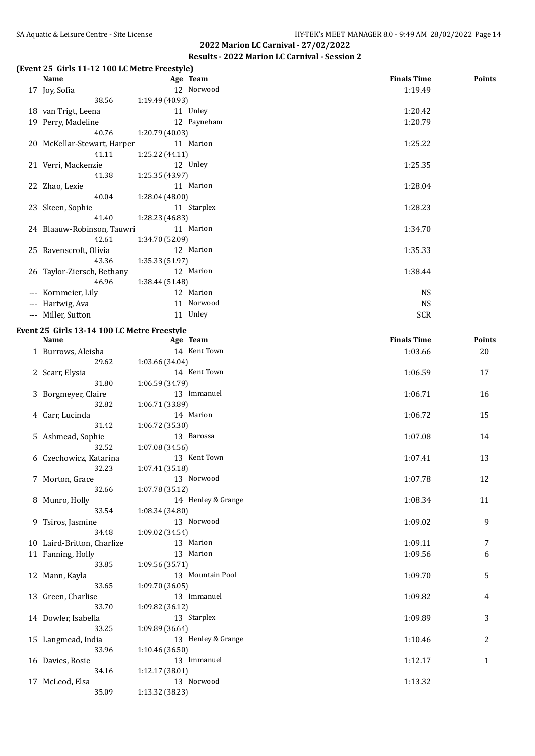## 2022 Marion LC Carnival - 27/02/2022

### Results - 2022 Marion LC Carnival - Session 2

#### (Event 25 Girls 11-12 100 LC Metre Freestyle)

| | Name | Age | Team | Finals Time | Points |
|---|---|---|---|---|---|
| 17 | Joy, Sofia | 12 | Norwood | 1:19.49 | |
| | 38.56 | 1:19.49 (40.93) | | | |
| 18 | van Trigt, Leena | 11 | Unley | 1:20.42 | |
| 19 | Perry, Madeline | 12 | Payneham | 1:20.79 | |
| | 40.76 | 1:20.79 (40.03) | | | |
| 20 | McKellar-Stewart, Harper | 11 | Marion | 1:25.22 | |
| | 41.11 | 1:25.22 (44.11) | | | |
| 21 | Verri, Mackenzie | 12 | Unley | 1:25.35 | |
| | 41.38 | 1:25.35 (43.97) | | | |
| 22 | Zhao, Lexie | 11 | Marion | 1:28.04 | |
| | 40.04 | 1:28.04 (48.00) | | | |
| 23 | Skeen, Sophie | 11 | Starplex | 1:28.23 | |
| | 41.40 | 1:28.23 (46.83) | | | |
| 24 | Blaauw-Robinson, Tauwri | 11 | Marion | 1:34.70 | |
| | 42.61 | 1:34.70 (52.09) | | | |
| 25 | Ravenscroft, Olivia | 12 | Marion | 1:35.33 | |
| | 43.36 | 1:35.33 (51.97) | | | |
| 26 | Taylor-Ziersch, Bethany | 12 | Marion | 1:38.44 | |
| | 46.96 | 1:38.44 (51.48) | | | |
| --- | Kornmeier, Lily | 12 | Marion | NS | |
| --- | Hartwig, Ava | 11 | Norwood | NS | |
| --- | Miller, Sutton | 11 | Unley | SCR | |

#### Event 25 Girls 13-14 100 LC Metre Freestyle

| | Name | Age | Team | Finals Time | Points |
|---|---|---|---|---|---|
| 1 | Burrows, Aleisha | 14 | Kent Town | 1:03.66 | 20 |
| | 29.62 | 1:03.66 (34.04) | | | |
| 2 | Scarr, Elysia | 14 | Kent Town | 1:06.59 | 17 |
| | 31.80 | 1:06.59 (34.79) | | | |
| 3 | Borgmeyer, Claire | 13 | Immanuel | 1:06.71 | 16 |
| | 32.82 | 1:06.71 (33.89) | | | |
| 4 | Carr, Lucinda | 14 | Marion | 1:06.72 | 15 |
| | 31.42 | 1:06.72 (35.30) | | | |
| 5 | Ashmead, Sophie | 13 | Barossa | 1:07.08 | 14 |
| | 32.52 | 1:07.08 (34.56) | | | |
| 6 | Czechowicz, Katarina | 13 | Kent Town | 1:07.41 | 13 |
| | 32.23 | 1:07.41 (35.18) | | | |
| 7 | Morton, Grace | 13 | Norwood | 1:07.78 | 12 |
| | 32.66 | 1:07.78 (35.12) | | | |
| 8 | Munro, Holly | 14 | Henley & Grange | 1:08.34 | 11 |
| | 33.54 | 1:08.34 (34.80) | | | |
| 9 | Tsiros, Jasmine | 13 | Norwood | 1:09.02 | 9 |
| | 34.48 | 1:09.02 (34.54) | | | |
| 10 | Laird-Britton, Charlize | 13 | Marion | 1:09.11 | 7 |
| 11 | Fanning, Holly | 13 | Marion | 1:09.56 | 6 |
| | 33.85 | 1:09.56 (35.71) | | | |
| 12 | Mann, Kayla | 13 | Mountain Pool | 1:09.70 | 5 |
| | 33.65 | 1:09.70 (36.05) | | | |
| 13 | Green, Charlise | 13 | Immanuel | 1:09.82 | 4 |
| | 33.70 | 1:09.82 (36.12) | | | |
| 14 | Dowler, Isabella | 13 | Starplex | 1:09.89 | 3 |
| | 33.25 | 1:09.89 (36.64) | | | |
| 15 | Langmead, India | 13 | Henley & Grange | 1:10.46 | 2 |
| | 33.96 | 1:10.46 (36.50) | | | |
| 16 | Davies, Rosie | 13 | Immanuel | 1:12.17 | 1 |
| | 34.16 | 1:12.17 (38.01) | | | |
| 17 | McLeod, Elsa | 13 | Norwood | 1:13.32 | |
| | 35.09 | 1:13.32 (38.23) | | | |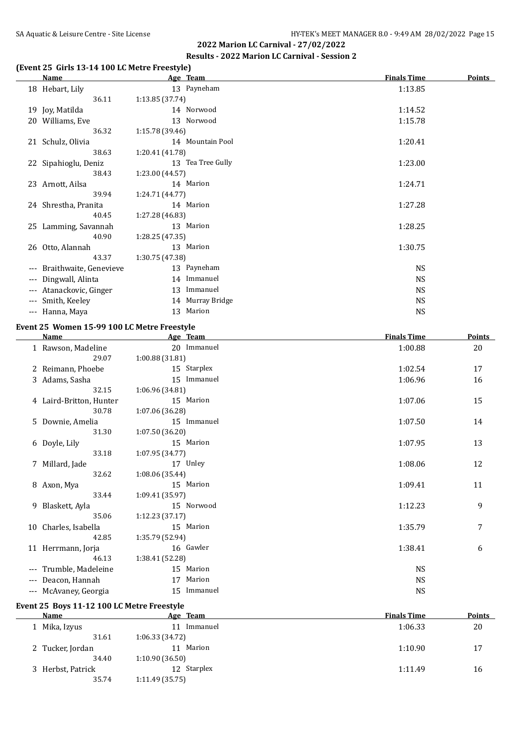**2022 Marion LC Carnival - 27/02/2022**

**Results - 2022 Marion LC Carnival - Session 2**

## (Event 25 Girls 13-14 100 LC Metre Freestyle)

| | Name | Age | Team | Finals Time | Points |
|---|---|---|---|---|---|
| 18 | Hebart, Lily | 13 | Payneham | 1:13.85 | |
| | 36.11 | 1:13.85 (37.74) | | | |
| 19 | Joy, Matilda | 14 | Norwood | 1:14.52 | |
| 20 | Williams, Eve | 13 | Norwood | 1:15.78 | |
| | 36.32 | 1:15.78 (39.46) | | | |
| 21 | Schulz, Olivia | 14 | Mountain Pool | 1:20.41 | |
| | 38.63 | 1:20.41 (41.78) | | | |
| 22 | Sipahioglu, Deniz | 13 | Tea Tree Gully | 1:23.00 | |
| | 38.43 | 1:23.00 (44.57) | | | |
| 23 | Arnott, Ailsa | 14 | Marion | 1:24.71 | |
| | 39.94 | 1:24.71 (44.77) | | | |
| 24 | Shrestha, Pranita | 14 | Marion | 1:27.28 | |
| | 40.45 | 1:27.28 (46.83) | | | |
| 25 | Lamming, Savannah | 13 | Marion | 1:28.25 | |
| | 40.90 | 1:28.25 (47.35) | | | |
| 26 | Otto, Alannah | 13 | Marion | 1:30.75 | |
| | 43.37 | 1:30.75 (47.38) | | | |
| --- | Braithwaite, Genevieve | 13 | Payneham | NS | |
| --- | Dingwall, Alinta | 14 | Immanuel | NS | |
| --- | Atanackovic, Ginger | 13 | Immanuel | NS | |
| --- | Smith, Keeley | 14 | Murray Bridge | NS | |
| --- | Hanna, Maya | 13 | Marion | NS | |

## Event 25 Women 15-99 100 LC Metre Freestyle

| | Name | Age | Team | Finals Time | Points |
|---|---|---|---|---|---|
| 1 | Rawson, Madeline | 20 | Immanuel | 1:00.88 | 20 |
| | 29.07 | 1:00.88 (31.81) | | | |
| 2 | Reimann, Phoebe | 15 | Starplex | 1:02.54 | 17 |
| 3 | Adams, Sasha | 15 | Immanuel | 1:06.96 | 16 |
| | 32.15 | 1:06.96 (34.81) | | | |
| 4 | Laird-Britton, Hunter | 15 | Marion | 1:07.06 | 15 |
| | 30.78 | 1:07.06 (36.28) | | | |
| 5 | Downie, Amelia | 15 | Immanuel | 1:07.50 | 14 |
| | 31.30 | 1:07.50 (36.20) | | | |
| 6 | Doyle, Lily | 15 | Marion | 1:07.95 | 13 |
| | 33.18 | 1:07.95 (34.77) | | | |
| 7 | Millard, Jade | 17 | Unley | 1:08.06 | 12 |
| | 32.62 | 1:08.06 (35.44) | | | |
| 8 | Axon, Mya | 15 | Marion | 1:09.41 | 11 |
| | 33.44 | 1:09.41 (35.97) | | | |
| 9 | Blaskett, Ayla | 15 | Norwood | 1:12.23 | 9 |
| | 35.06 | 1:12.23 (37.17) | | | |
| 10 | Charles, Isabella | 15 | Marion | 1:35.79 | 7 |
| | 42.85 | 1:35.79 (52.94) | | | |
| 11 | Herrmann, Jorja | 16 | Gawler | 1:38.41 | 6 |
| | 46.13 | 1:38.41 (52.28) | | | |
| --- | Trumble, Madeleine | 15 | Marion | NS | |
| --- | Deacon, Hannah | 17 | Marion | NS | |
| --- | McAvaney, Georgia | 15 | Immanuel | NS | |

## Event 25 Boys 11-12 100 LC Metre Freestyle

| | Name | Age | Team | Finals Time | Points |
|---|---|---|---|---|---|
| 1 | Mika, Izyus | 11 | Immanuel | 1:06.33 | 20 |
| | 31.61 | 1:06.33 (34.72) | | | |
| 2 | Tucker, Jordan | 11 | Marion | 1:10.90 | 17 |
| | 34.40 | 1:10.90 (36.50) | | | |
| 3 | Herbst, Patrick | 12 | Starplex | 1:11.49 | 16 |
| | 35.74 | 1:11.49 (35.75) | | | |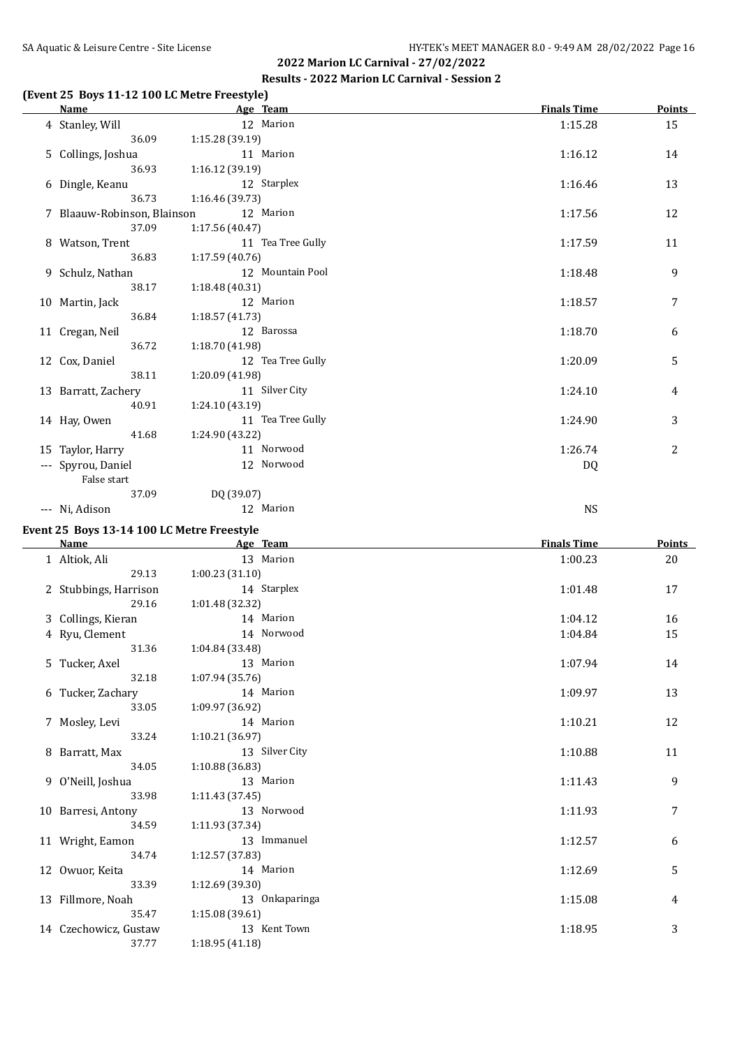## 2022 Marion LC Carnival - 27/02/2022

### Results - 2022 Marion LC Carnival - Session 2

### (Event 25 Boys 11-12 100 LC Metre Freestyle)

| | Name | Age | Team | Finals Time | Points |
|---|---|---|---|---|---|
| 4 | Stanley, Will | 12 | Marion | 1:15.28 | 15 |
| | 36.09 | 1:15.28 (39.19) | | | |
| 5 | Collings, Joshua | 11 | Marion | 1:16.12 | 14 |
| | 36.93 | 1:16.12 (39.19) | | | |
| 6 | Dingle, Keanu | 12 | Starplex | 1:16.46 | 13 |
| | 36.73 | 1:16.46 (39.73) | | | |
| 7 | Blaauw-Robinson, Blainson | 12 | Marion | 1:17.56 | 12 |
| | 37.09 | 1:17.56 (40.47) | | | |
| 8 | Watson, Trent | 11 | Tea Tree Gully | 1:17.59 | 11 |
| | 36.83 | 1:17.59 (40.76) | | | |
| 9 | Schulz, Nathan | 12 | Mountain Pool | 1:18.48 | 9 |
| | 38.17 | 1:18.48 (40.31) | | | |
| 10 | Martin, Jack | 12 | Marion | 1:18.57 | 7 |
| | 36.84 | 1:18.57 (41.73) | | | |
| 11 | Cregan, Neil | 12 | Barossa | 1:18.70 | 6 |
| | 36.72 | 1:18.70 (41.98) | | | |
| 12 | Cox, Daniel | 12 | Tea Tree Gully | 1:20.09 | 5 |
| | 38.11 | 1:20.09 (41.98) | | | |
| 13 | Barratt, Zachery | 11 | Silver City | 1:24.10 | 4 |
| | 40.91 | 1:24.10 (43.19) | | | |
| 14 | Hay, Owen | 11 | Tea Tree Gully | 1:24.90 | 3 |
| | 41.68 | 1:24.90 (43.22) | | | |
| 15 | Taylor, Harry | 11 | Norwood | 1:26.74 | 2 |
| --- | Spyrou, Daniel | 12 | Norwood | DQ | |
| | False start | | | | |
| | 37.09 | DQ (39.07) | | | |
| --- | Ni, Adison | 12 | Marion | NS | |

### Event 25 Boys 13-14 100 LC Metre Freestyle

| | Name | Age | Team | Finals Time | Points |
|---|---|---|---|---|---|
| 1 | Altiok, Ali | 13 | Marion | 1:00.23 | 20 |
| | 29.13 | 1:00.23 (31.10) | | | |
| 2 | Stubbings, Harrison | 14 | Starplex | 1:01.48 | 17 |
| | 29.16 | 1:01.48 (32.32) | | | |
| 3 | Collings, Kieran | 14 | Marion | 1:04.12 | 16 |
| 4 | Ryu, Clement | 14 | Norwood | 1:04.84 | 15 |
| | 31.36 | 1:04.84 (33.48) | | | |
| 5 | Tucker, Axel | 13 | Marion | 1:07.94 | 14 |
| | 32.18 | 1:07.94 (35.76) | | | |
| 6 | Tucker, Zachary | 14 | Marion | 1:09.97 | 13 |
| | 33.05 | 1:09.97 (36.92) | | | |
| 7 | Mosley, Levi | 14 | Marion | 1:10.21 | 12 |
| | 33.24 | 1:10.21 (36.97) | | | |
| 8 | Barratt, Max | 13 | Silver City | 1:10.88 | 11 |
| | 34.05 | 1:10.88 (36.83) | | | |
| 9 | O'Neill, Joshua | 13 | Marion | 1:11.43 | 9 |
| | 33.98 | 1:11.43 (37.45) | | | |
| 10 | Barresi, Antony | 13 | Norwood | 1:11.93 | 7 |
| | 34.59 | 1:11.93 (37.34) | | | |
| 11 | Wright, Eamon | 13 | Immanuel | 1:12.57 | 6 |
| | 34.74 | 1:12.57 (37.83) | | | |
| 12 | Owuor, Keita | 14 | Marion | 1:12.69 | 5 |
| | 33.39 | 1:12.69 (39.30) | | | |
| 13 | Fillmore, Noah | 13 | Onkaparinga | 1:15.08 | 4 |
| | 35.47 | 1:15.08 (39.61) | | | |
| 14 | Czechowicz, Gustaw | 13 | Kent Town | 1:18.95 | 3 |
| | 37.77 | 1:18.95 (41.18) | | | |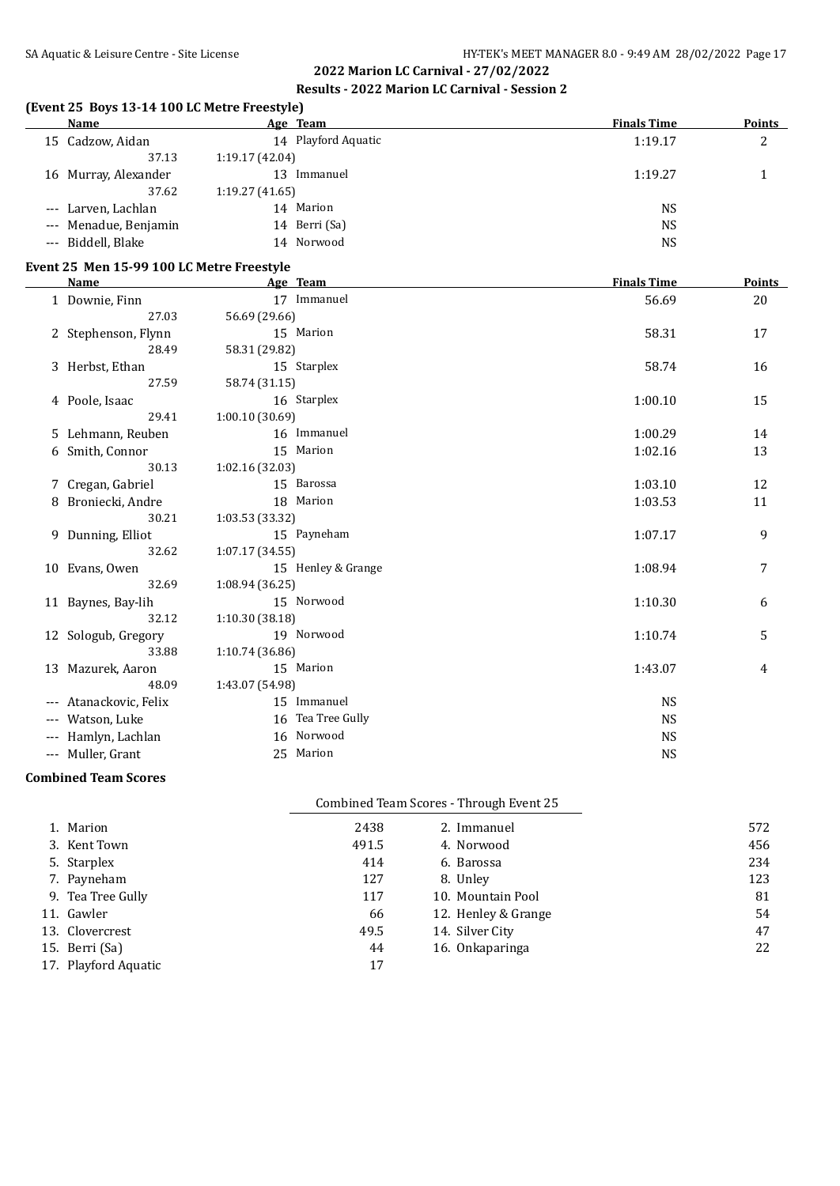## 2022 Marion LC Carnival - 27/02/2022

### Results - 2022 Marion LC Carnival - Session 2

### (Event 25 Boys 13-14 100 LC Metre Freestyle)

| | Name | Age | Team | Finals Time | Points |
|---|---|---|---|---|---|
| 15 | Cadzow, Aidan | 14 | Playford Aquatic | 1:19.17 | 2 |
| | 37.13 | 1:19.17 (42.04) | | | |
| 16 | Murray, Alexander | 13 | Immanuel | 1:19.27 | 1 |
| | 37.62 | 1:19.27 (41.65) | | | |
| --- | Larven, Lachlan | 14 | Marion | NS | |
| --- | Menadue, Benjamin | 14 | Berri (Sa) | NS | |
| --- | Biddell, Blake | 14 | Norwood | NS | |

### Event 25 Men 15-99 100 LC Metre Freestyle

| | Name | Age | Team | Finals Time | Points |
|---|---|---|---|---|---|
| 1 | Downie, Finn | 17 | Immanuel | 56.69 | 20 |
| | 27.03 | 56.69 (29.66) | | | |
| 2 | Stephenson, Flynn | 15 | Marion | 58.31 | 17 |
| | 28.49 | 58.31 (29.82) | | | |
| 3 | Herbst, Ethan | 15 | Starplex | 58.74 | 16 |
| | 27.59 | 58.74 (31.15) | | | |
| 4 | Poole, Isaac | 16 | Starplex | 1:00.10 | 15 |
| | 29.41 | 1:00.10 (30.69) | | | |
| 5 | Lehmann, Reuben | 16 | Immanuel | 1:00.29 | 14 |
| 6 | Smith, Connor | 15 | Marion | 1:02.16 | 13 |
| | 30.13 | 1:02.16 (32.03) | | | |
| 7 | Cregan, Gabriel | 15 | Barossa | 1:03.10 | 12 |
| 8 | Broniecki, Andre | 18 | Marion | 1:03.53 | 11 |
| | 30.21 | 1:03.53 (33.32) | | | |
| 9 | Dunning, Elliot | 15 | Payneham | 1:07.17 | 9 |
| | 32.62 | 1:07.17 (34.55) | | | |
| 10 | Evans, Owen | 15 | Henley & Grange | 1:08.94 | 7 |
| | 32.69 | 1:08.94 (36.25) | | | |
| 11 | Baynes, Bay-lih | 15 | Norwood | 1:10.30 | 6 |
| | 32.12 | 1:10.30 (38.18) | | | |
| 12 | Sologub, Gregory | 19 | Norwood | 1:10.74 | 5 |
| | 33.88 | 1:10.74 (36.86) | | | |
| 13 | Mazurek, Aaron | 15 | Marion | 1:43.07 | 4 |
| | 48.09 | 1:43.07 (54.98) | | | |
| --- | Atanackovic, Felix | 15 | Immanuel | NS | |
| --- | Watson, Luke | 16 | Tea Tree Gully | NS | |
| --- | Hamlyn, Lachlan | 16 | Norwood | NS | |
| --- | Muller, Grant | 25 | Marion | NS | |

### Combined Team Scores

Combined Team Scores - Through Event 25

| | | | |
|---|---|---|---|
| 1. Marion | 2438 | 2. Immanuel | 572 |
| 3. Kent Town | 491.5 | 4. Norwood | 456 |
| 5. Starplex | 414 | 6. Barossa | 234 |
| 7. Payneham | 127 | 8. Unley | 123 |
| 9. Tea Tree Gully | 117 | 10. Mountain Pool | 81 |
| 11. Gawler | 66 | 12. Henley & Grange | 54 |
| 13. Clovercrest | 49.5 | 14. Silver City | 47 |
| 15. Berri (Sa) | 44 | 16. Onkaparinga | 22 |
| 17. Playford Aquatic | 17 | | |